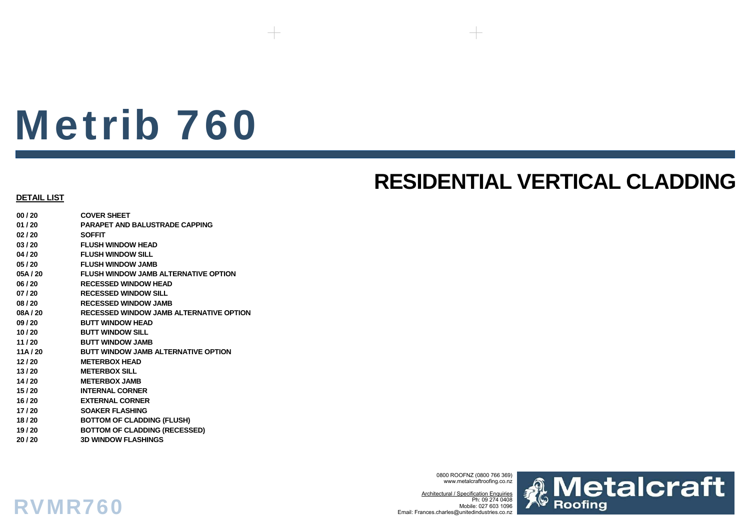# Metrib 760

## RESIDENTIAL VERTICAL CLADDING

**DETAIL LIST**

| | |
|---|---|
| **00 / 20** | **COVER SHEET** |
| **01 / 20** | **PARAPET AND BALUSTRADE CAPPING** |
| **02 / 20** | **SOFFIT** |
| **03 / 20** | **FLUSH WINDOW HEAD** |
| **04 / 20** | **FLUSH WINDOW SILL** |
| **05 / 20** | **FLUSH WINDOW JAMB** |
| **05A / 20** | **FLUSH WINDOW JAMB ALTERNATIVE OPTION** |
| **06 / 20** | **RECESSED WINDOW HEAD** |
| **07 / 20** | **RECESSED WINDOW SILL** |
| **08 / 20** | **RECESSED WINDOW JAMB** |
| **08A / 20** | **RECESSED WINDOW JAMB ALTERNATIVE OPTION** |
| **09 / 20** | **BUTT WINDOW HEAD** |
| **10 / 20** | **BUTT WINDOW SILL** |
| **11 / 20** | **BUTT WINDOW JAMB** |
| **11A / 20** | **BUTT WINDOW JAMB ALTERNATIVE OPTION** |
| **12 / 20** | **METERBOX HEAD** |
| **13 / 20** | **METERBOX SILL** |
| **14 / 20** | **METERBOX JAMB** |
| **15 / 20** | **INTERNAL CORNER** |
| **16 / 20** | **EXTERNAL CORNER** |
| **17 / 20** | **SOAKER FLASHING** |
| **18 / 20** | **BOTTOM OF CLADDING (FLUSH)** |
| **19 / 20** | **BOTTOM OF CLADDING (RECESSED)** |
| **20 / 20** | **3D WINDOW FLASHINGS** |

0800 ROOFNZ (0800 766 369)
www.metalcraftroofing.co.nz

Architectural / Specification Enquiries
Ph: 09 274 0408
Mobile: 027 603 1096
Email: Frances.charles@unitedindustries.co.nz

Metalcraft Roofing

RVMR760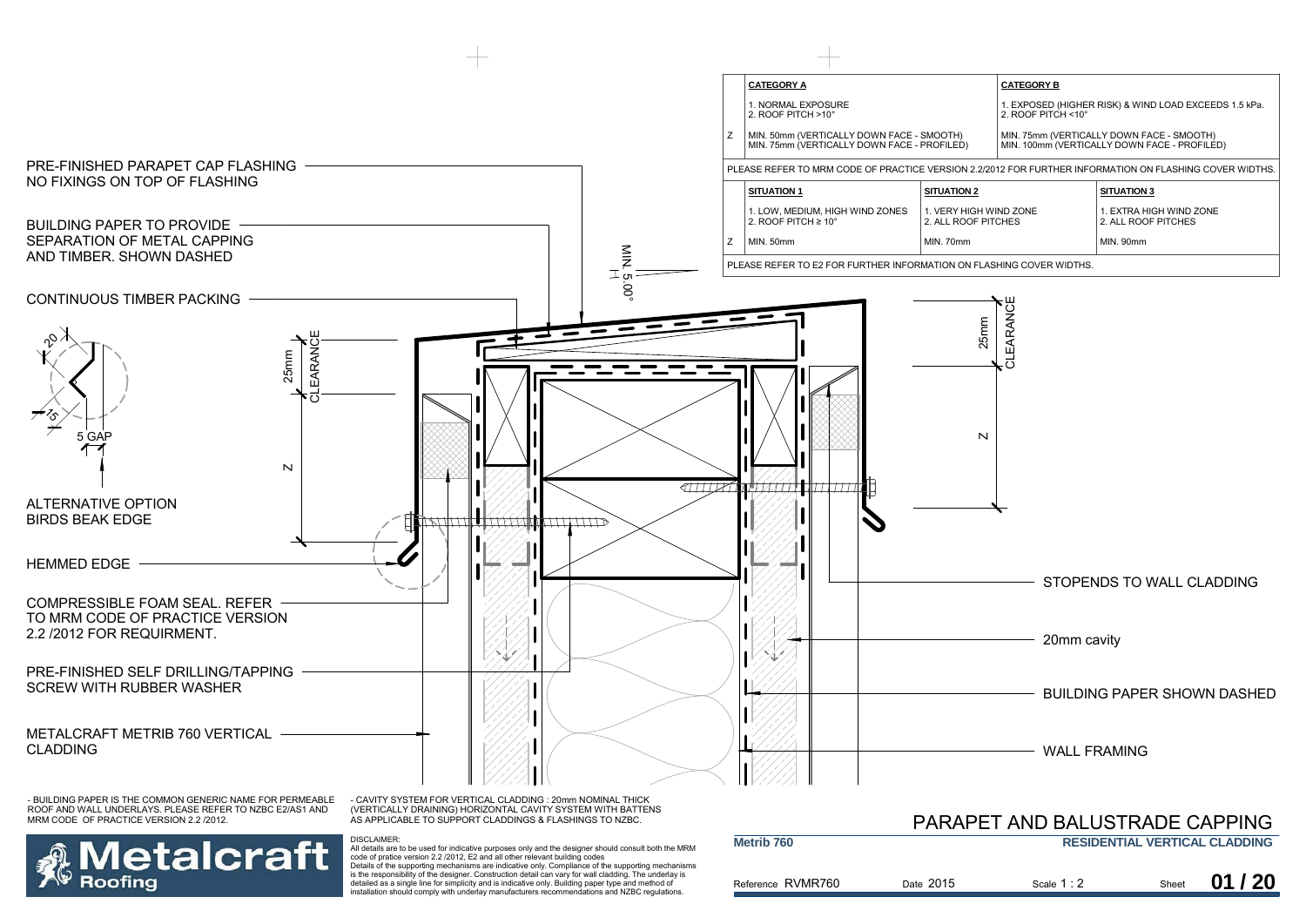| | **CATEGORY A** | | **CATEGORY B** |
|---|---|---|---|
| | 1. NORMAL EXPOSURE<br>2. ROOF PITCH >10° | | 1. EXPOSED (HIGHER RISK) & WIND LOAD EXCEEDS 1.5 kPa.<br>2. ROOF PITCH <10° |
| Z | MIN. 50mm (VERTICALLY DOWN FACE - SMOOTH)<br>MIN. 75mm (VERTICALLY DOWN FACE - PROFILED) | | MIN. 75mm (VERTICALLY DOWN FACE - SMOOTH)<br>MIN. 100mm (VERTICALLY DOWN FACE - PROFILED) |

PLEASE REFER TO MRM CODE OF PRACTICE VERSION 2.2/2012 FOR FURTHER INFORMATION ON FLASHING COVER WIDTHS.

| | **SITUATION 1** | **SITUATION 2** | **SITUATION 3** |
|---|---|---|---|
| | 1. LOW, MEDIUM, HIGH WIND ZONES<br>2. ROOF PITCH ≥ 10° | 1. VERY HIGH WIND ZONE<br>2. ALL ROOF PITCHES | 1. EXTRA HIGH WIND ZONE<br>2. ALL ROOF PITCHES |
| Z | MIN. 50mm | MIN. 70mm | MIN. 90mm |

PLEASE REFER TO E2 FOR FURTHER INFORMATION ON FLASHING COVER WIDTHS.

PRE-FINISHED PARAPET CAP FLASHING NO FIXINGS ON TOP OF FLASHING

BUILDING PAPER TO PROVIDE SEPARATION OF METAL CAPPING AND TIMBER. SHOWN DASHED

CONTINUOUS TIMBER PACKING

MIN. 5.00°

20

15

5 GAP

ALTERNATIVE OPTION BIRDS BEAK EDGE

25mm CLEARANCE

Z

HEMMED EDGE

COMPRESSIBLE FOAM SEAL. REFER TO MRM CODE OF PRACTICE VERSION 2.2 /2012 FOR REQUIRMENT.

PRE-FINISHED SELF DRILLING/TAPPING SCREW WITH RUBBER WASHER

METALCRAFT METRIB 760 VERTICAL CLADDING

STOPENDS TO WALL CLADDING

20mm cavity

BUILDING PAPER SHOWN DASHED

WALL FRAMING

- BUILDING PAPER IS THE COMMON GENERIC NAME FOR PERMEABLE ROOF AND WALL UNDERLAYS. PLEASE REFER TO NZBC E2/AS1 AND MRM CODE OF PRACTICE VERSION 2.2 /2012.

- CAVITY SYSTEM FOR VERTICAL CLADDING : 20mm NOMINAL THICK (VERTICALLY DRAINING) HORIZONTAL CAVITY SYSTEM WITH BATTENS AS APPLICABLE TO SUPPORT CLADDINGS & FLASHINGS TO NZBC.

DISCLAIMER:
All details are to be used for indicative purposes only and the designer should consult both the MRM code of pratice version 2.2 /2012, E2 and all other relevant building codes
Details of the supporting mechanisms are indicative only. Compliance of the supporting mechanisms is the responsibility of the designer. Construction detail can vary for wall cladding. The underlay is detailed as a single line for simplicity and is indicative only. Building paper type and method of installation should comply with underlay manufacturers recommendations and NZBC regulations.

Metalcraft Roofing

# PARAPET AND BALUSTRADE CAPPING

**Metrib 760** — **RESIDENTIAL VERTICAL CLADDING**

Reference RVMR760 | Date 2015 | Scale 1 : 2 | Sheet **01 / 20**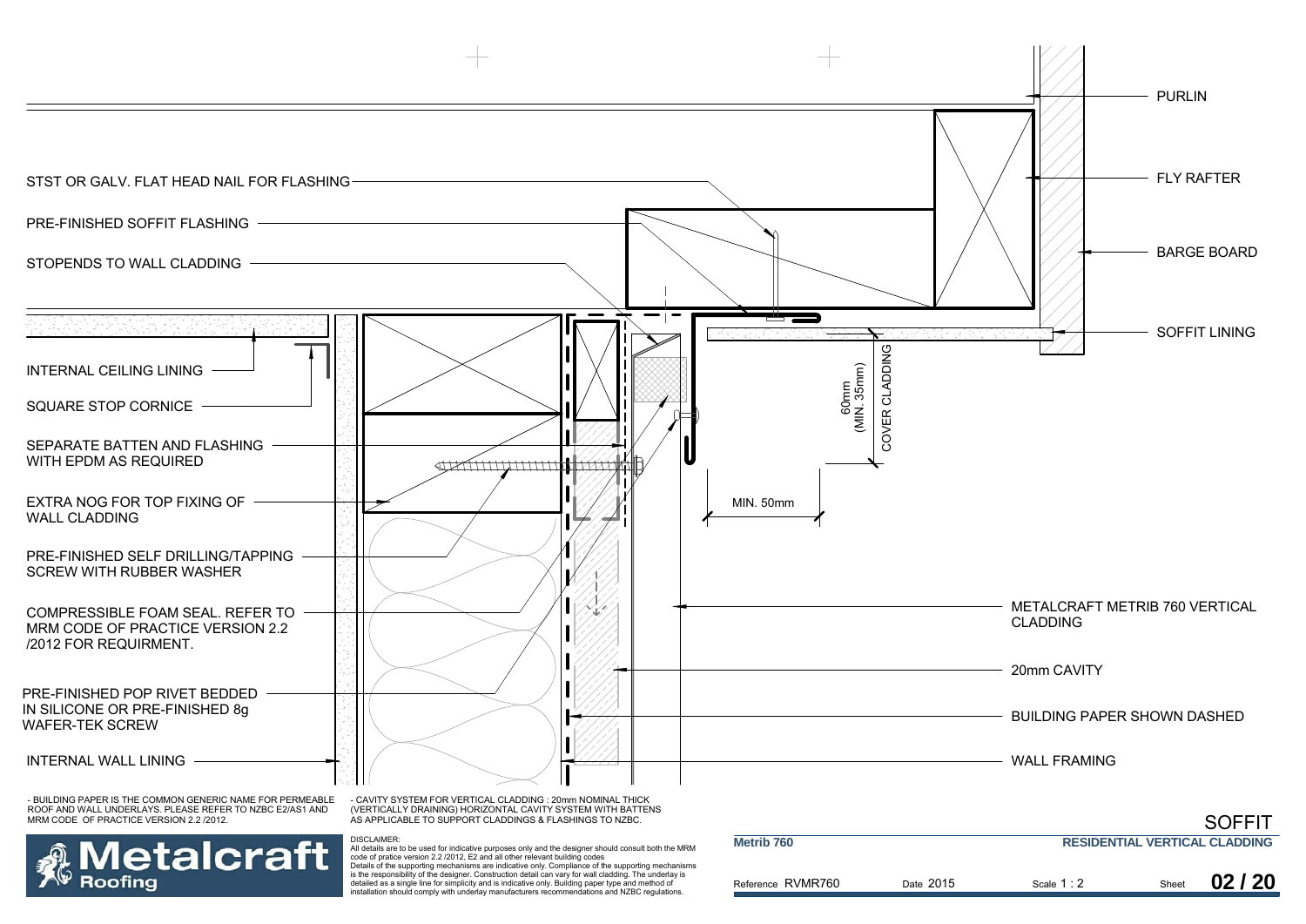PURLIN

FLY RAFTER

BARGE BOARD

SOFFIT LINING

STST OR GALV. FLAT HEAD NAIL FOR FLASHING

PRE-FINISHED SOFFIT FLASHING

STOPENDS TO WALL CLADDING

INTERNAL CEILING LINING

SQUARE STOP CORNICE

SEPARATE BATTEN AND FLASHING WITH EPDM AS REQUIRED

EXTRA NOG FOR TOP FIXING OF WALL CLADDING

PRE-FINISHED SELF DRILLING/TAPPING SCREW WITH RUBBER WASHER

COMPRESSIBLE FOAM SEAL. REFER TO MRM CODE OF PRACTICE VERSION 2.2 /2012 FOR REQUIRMENT.

PRE-FINISHED POP RIVET BEDDED IN SILICONE OR PRE-FINISHED 8g WAFER-TEK SCREW

INTERNAL WALL LINING

60mm (MIN. 35mm) COVER CLADDING

MIN. 50mm

METALCRAFT METRIB 760 VERTICAL CLADDING

20mm CAVITY

BUILDING PAPER SHOWN DASHED

WALL FRAMING

- BUILDING PAPER IS THE COMMON GENERIC NAME FOR PERMEABLE ROOF AND WALL UNDERLAYS. PLEASE REFER TO NZBC E2/AS1 AND MRM CODE OF PRACTICE VERSION 2.2 /2012.

- CAVITY SYSTEM FOR VERTICAL CLADDING : 20mm NOMINAL THICK (VERTICALLY DRAINING) HORIZONTAL CAVITY SYSTEM WITH BATTENS AS APPLICABLE TO SUPPORT CLADDINGS & FLASHINGS TO NZBC.

DISCLAIMER:
All details are to be used for indicative purposes only and the designer should consult both the MRM code of pratice version 2.2 /2012, E2 and all other relevant building codes
Details of the supporting mechanisms are indicative only. Compliance of the supporting mechanisms is the responsibility of the designer. Construction detail can vary for wall cladding. The underlay is detailed as a single line for simplicity and is indicative only. Building paper type and method of installation should comply with underlay manufacturers recommendations and NZBC regulations.

**Metalcraft Roofing**

# SOFFIT

| Metrib 760 | | RESIDENTIAL VERTICAL CLADDING | |
|---|---|---|---|
| Reference RVMR760 | Date 2015 | Scale 1 : 2 | Sheet **02 / 20** |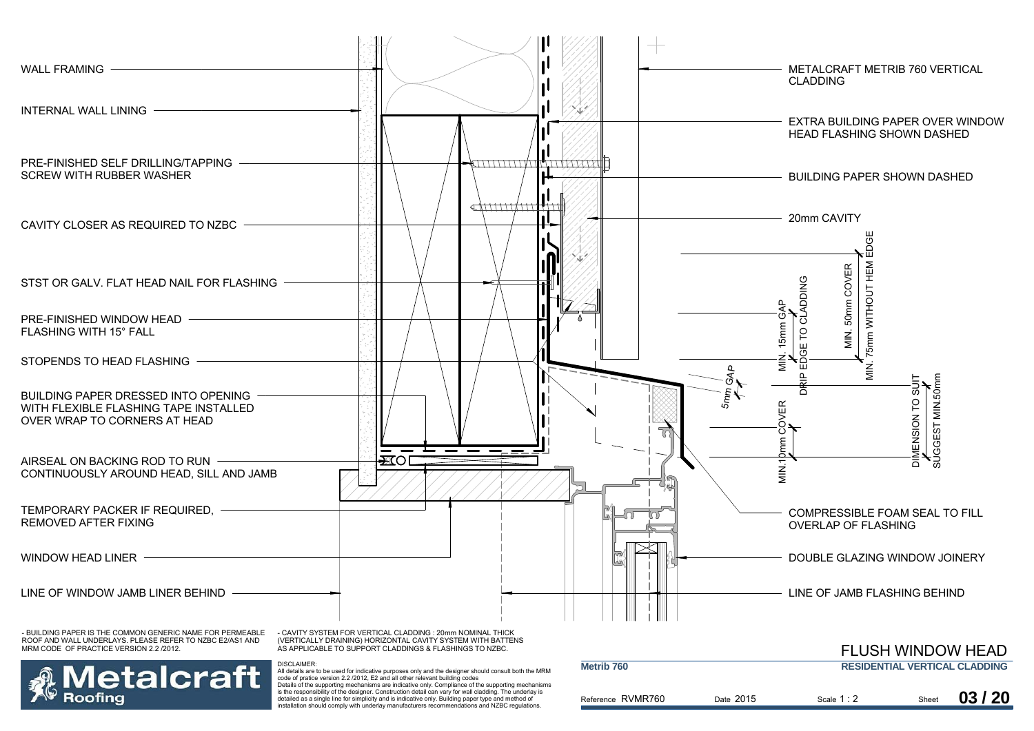WALL FRAMING

INTERNAL WALL LINING

PRE-FINISHED SELF DRILLING/TAPPING SCREW WITH RUBBER WASHER

CAVITY CLOSER AS REQUIRED TO NZBC

STST OR GALV. FLAT HEAD NAIL FOR FLASHING

PRE-FINISHED WINDOW HEAD FLASHING WITH 15° FALL

STOPENDS TO HEAD FLASHING

BUILDING PAPER DRESSED INTO OPENING WITH FLEXIBLE FLASHING TAPE INSTALLED OVER WRAP TO CORNERS AT HEAD

AIRSEAL ON BACKING ROD TO RUN CONTINUOUSLY AROUND HEAD, SILL AND JAMB

TEMPORARY PACKER IF REQUIRED, REMOVED AFTER FIXING

WINDOW HEAD LINER

LINE OF WINDOW JAMB LINER BEHIND

METALCRAFT METRIB 760 VERTICAL CLADDING

EXTRA BUILDING PAPER OVER WINDOW HEAD FLASHING SHOWN DASHED

BUILDING PAPER SHOWN DASHED

20mm CAVITY

MIN. 15mm GAP

DRIP EDGE TO CLADDING

MIN. 50mm COVER

MIN. 75mm WITHOUT HEM EDGE

5mm GAP

MIN.10mm COVER

DIMENSION TO SUIT

SUGGEST MIN.50mm

COMPRESSIBLE FOAM SEAL TO FILL OVERLAP OF FLASHING

DOUBLE GLAZING WINDOW JOINERY

LINE OF JAMB FLASHING BEHIND

- BUILDING PAPER IS THE COMMON GENERIC NAME FOR PERMEABLE ROOF AND WALL UNDERLAYS. PLEASE REFER TO NZBC E2/AS1 AND MRM CODE OF PRACTICE VERSION 2.2 /2012.

- CAVITY SYSTEM FOR VERTICAL CLADDING : 20mm NOMINAL THICK (VERTICALLY DRAINING) HORIZONTAL CAVITY SYSTEM WITH BATTENS AS APPLICABLE TO SUPPORT CLADDINGS & FLASHINGS TO NZBC.

DISCLAIMER:
All details are to be used for indicative purposes only and the designer should consult both the MRM code of pratice version 2.2 /2012, E2 and all other relevant building codes
Details of the supporting mechanisms are indicative only. Compliance of the supporting mechanisms is the responsibility of the designer. Construction detail can vary for wall cladding. The underlay is detailed as a single line for simplicity and is indicative only. Building paper type and method of installation should comply with underlay manufacturers recommendations and NZBC regulations.

Metalcraft Roofing

# FLUSH WINDOW HEAD

**Metrib 760**

**RESIDENTIAL VERTICAL CLADDING**

| Reference RVMR760 | Date 2015 | Scale 1 : 2 | Sheet **03 / 20** |
|---|---|---|---|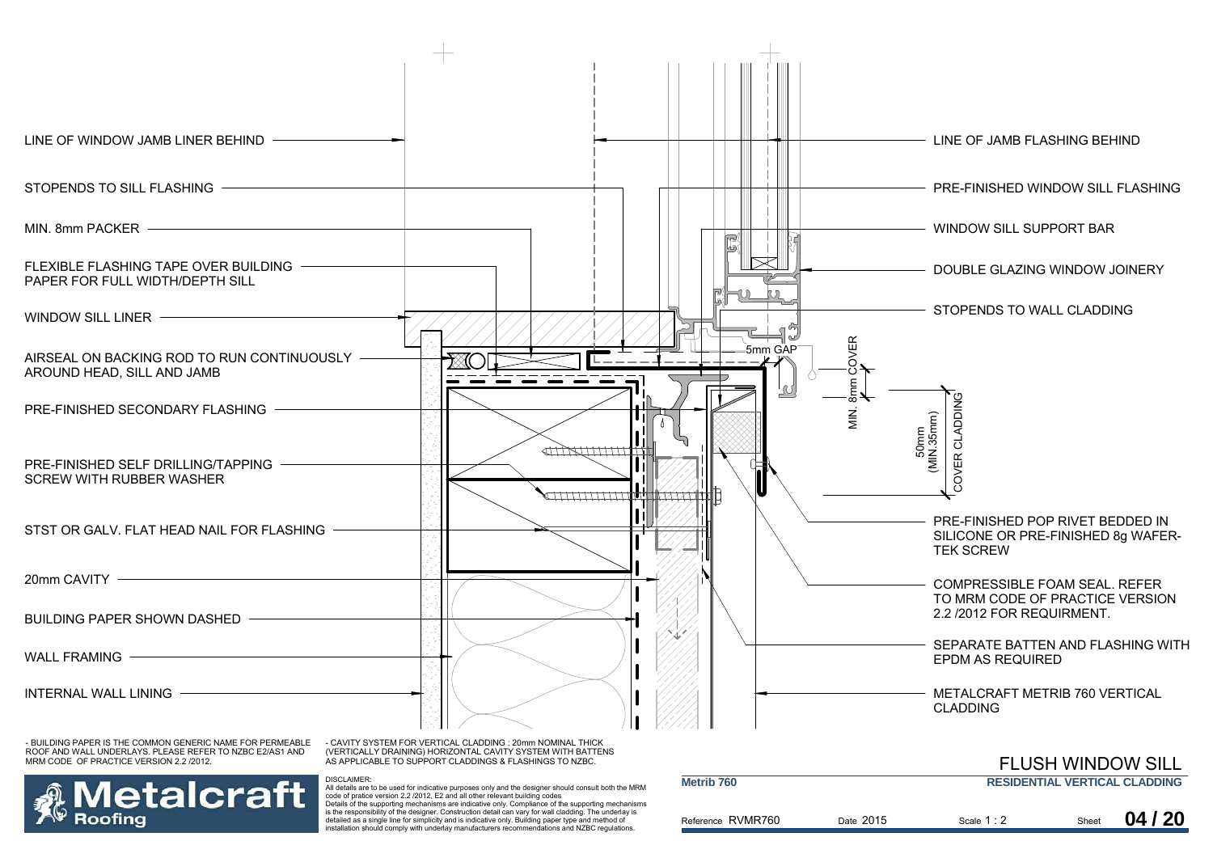LINE OF WINDOW JAMB LINER BEHIND

STOPENDS TO SILL FLASHING

MIN. 8mm PACKER

FLEXIBLE FLASHING TAPE OVER BUILDING PAPER FOR FULL WIDTH/DEPTH SILL

WINDOW SILL LINER

AIRSEAL ON BACKING ROD TO RUN CONTINUOUSLY AROUND HEAD, SILL AND JAMB

PRE-FINISHED SECONDARY FLASHING

PRE-FINISHED SELF DRILLING/TAPPING SCREW WITH RUBBER WASHER

STST OR GALV. FLAT HEAD NAIL FOR FLASHING

20mm CAVITY

BUILDING PAPER SHOWN DASHED

WALL FRAMING

INTERNAL WALL LINING

LINE OF JAMB FLASHING BEHIND

PRE-FINISHED WINDOW SILL FLASHING

WINDOW SILL SUPPORT BAR

DOUBLE GLAZING WINDOW JOINERY

STOPENDS TO WALL CLADDING

5mm GAP

MIN. 8mm COVER

50mm (MIN.35mm) COVER CLADDING

PRE-FINISHED POP RIVET BEDDED IN SILICONE OR PRE-FINISHED 8g WAFER-TEK SCREW

COMPRESSIBLE FOAM SEAL. REFER TO MRM CODE OF PRACTICE VERSION 2.2 /2012 FOR REQUIRMENT.

SEPARATE BATTEN AND FLASHING WITH EPDM AS REQUIRED

METALCRAFT METRIB 760 VERTICAL CLADDING

- BUILDING PAPER IS THE COMMON GENERIC NAME FOR PERMEABLE ROOF AND WALL UNDERLAYS. PLEASE REFER TO NZBC E2/AS1 AND MRM CODE OF PRACTICE VERSION 2.2 /2012.

- CAVITY SYSTEM FOR VERTICAL CLADDING : 20mm NOMINAL THICK (VERTICALLY DRAINING) HORIZONTAL CAVITY SYSTEM WITH BATTENS AS APPLICABLE TO SUPPORT CLADDINGS & FLASHINGS TO NZBC.

**Metalcraft Roofing**

DISCLAIMER:
All details are to be used for indicative purposes only and the designer should consult both the MRM code of pratice version 2.2 /2012, E2 and all other relevant building codes
Details of the supporting mechanisms are indicative only. Compliance of the supporting mechanisms is the responsibility of the designer. Construction detail can vary for wall cladding. The underlay is detailed as a single line for simplicity and is indicative only. Building paper type and method of installation should comply with underlay manufacturers recommendations and NZBC regulations.

## FLUSH WINDOW SILL

**Metrib 760** — **RESIDENTIAL VERTICAL CLADDING**

| Reference RVMR760 | Date 2015 | Scale 1 : 2 | Sheet **04 / 20** |
| --- | --- | --- | --- |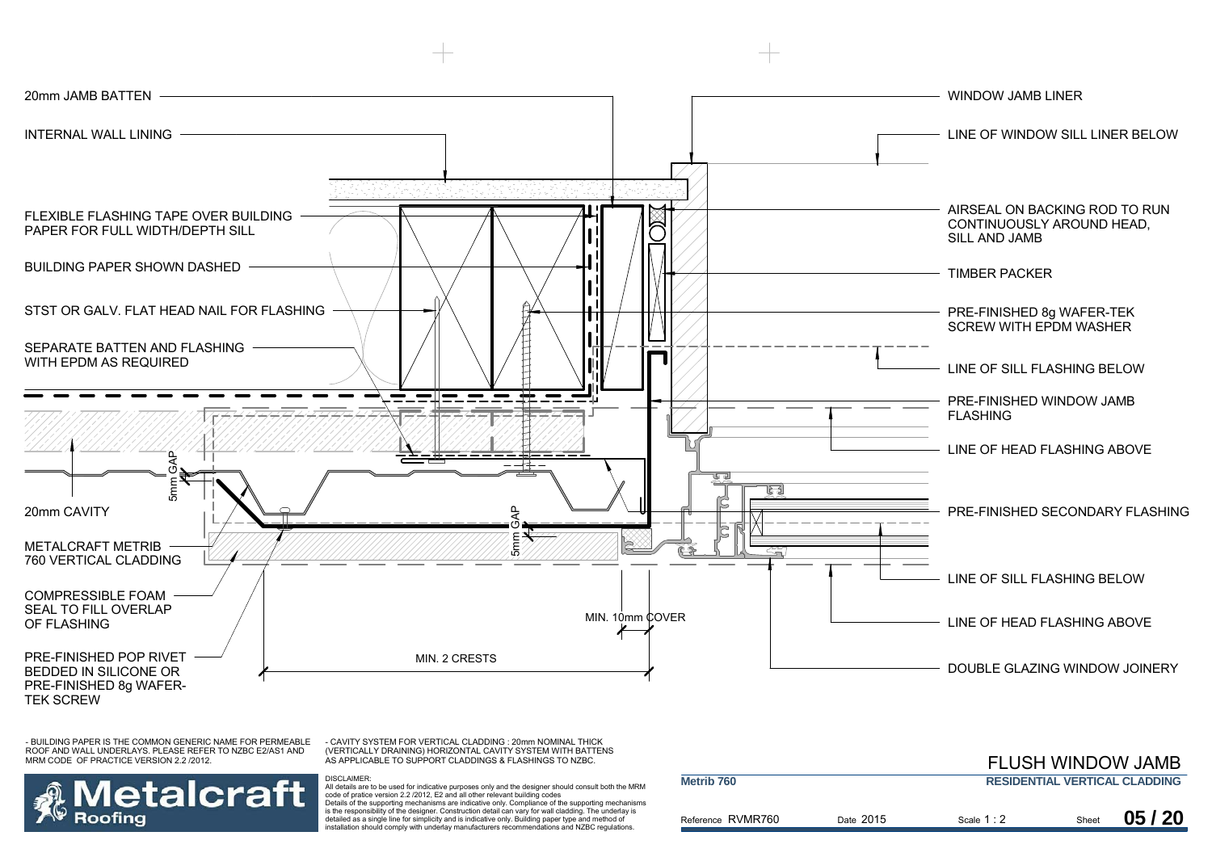20mm JAMB BATTEN

INTERNAL WALL LINING

FLEXIBLE FLASHING TAPE OVER BUILDING PAPER FOR FULL WIDTH/DEPTH SILL

BUILDING PAPER SHOWN DASHED

STST OR GALV. FLAT HEAD NAIL FOR FLASHING

SEPARATE BATTEN AND FLASHING WITH EPDM AS REQUIRED

5mm GAP

20mm CAVITY

METALCRAFT METRIB 760 VERTICAL CLADDING

COMPRESSIBLE FOAM SEAL TO FILL OVERLAP OF FLASHING

PRE-FINISHED POP RIVET BEDDED IN SILICONE OR PRE-FINISHED 8g WAFER-TEK SCREW

5mm GAP

MIN. 10mm COVER

MIN. 2 CRESTS

WINDOW JAMB LINER

LINE OF WINDOW SILL LINER BELOW

AIRSEAL ON BACKING ROD TO RUN CONTINUOUSLY AROUND HEAD, SILL AND JAMB

TIMBER PACKER

PRE-FINISHED 8g WAFER-TEK SCREW WITH EPDM WASHER

LINE OF SILL FLASHING BELOW

PRE-FINISHED WINDOW JAMB FLASHING

LINE OF HEAD FLASHING ABOVE

PRE-FINISHED SECONDARY FLASHING

LINE OF SILL FLASHING BELOW

LINE OF HEAD FLASHING ABOVE

DOUBLE GLAZING WINDOW JOINERY

- BUILDING PAPER IS THE COMMON GENERIC NAME FOR PERMEABLE ROOF AND WALL UNDERLAYS. PLEASE REFER TO NZBC E2/AS1 AND MRM CODE OF PRACTICE VERSION 2.2 /2012.

- CAVITY SYSTEM FOR VERTICAL CLADDING : 20mm NOMINAL THICK (VERTICALLY DRAINING) HORIZONTAL CAVITY SYSTEM WITH BATTENS AS APPLICABLE TO SUPPORT CLADDINGS & FLASHINGS TO NZBC.

DISCLAIMER:
All details are to be used for indicative purposes only and the designer should consult both the MRM code of pratice version 2.2 /2012, E2 and all other relevant building codes
Details of the supporting mechanisms are indicative only. Compliance of the supporting mechanisms is the responsibility of the designer. Construction detail can vary for wall cladding. The underlay is detailed as a single line for simplicity and is indicative only. Building paper type and method of installation should comply with underlay manufacturers recommendations and NZBC regulations.

Metalcraft Roofing

# FLUSH WINDOW JAMB

**Metrib 760** — **RESIDENTIAL VERTICAL CLADDING**

| Reference | Date | Scale | Sheet |
|---|---|---|---|
| RVMR760 | 2015 | 1 : 2 | 05 / 20 |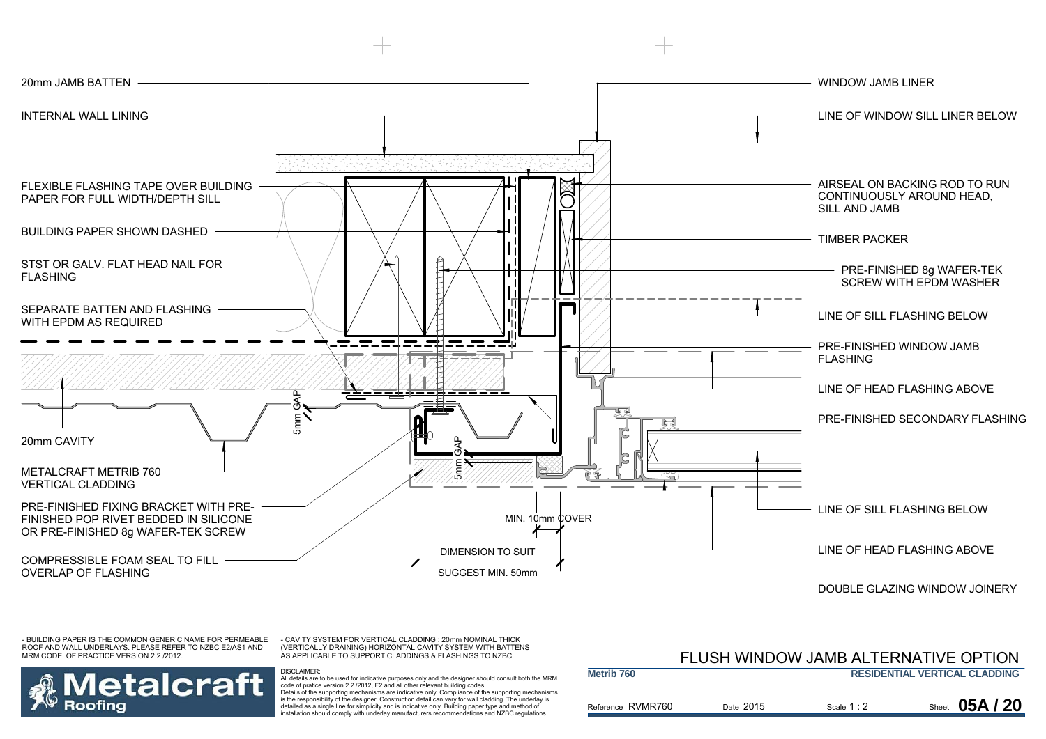20mm JAMB BATTEN

INTERNAL WALL LINING

FLEXIBLE FLASHING TAPE OVER BUILDING PAPER FOR FULL WIDTH/DEPTH SILL

BUILDING PAPER SHOWN DASHED

STST OR GALV. FLAT HEAD NAIL FOR FLASHING

SEPARATE BATTEN AND FLASHING WITH EPDM AS REQUIRED

20mm CAVITY

METALCRAFT METRIB 760 VERTICAL CLADDING

PRE-FINISHED FIXING BRACKET WITH PRE-FINISHED POP RIVET BEDDED IN SILICONE OR PRE-FINISHED 8g WAFER-TEK SCREW

COMPRESSIBLE FOAM SEAL TO FILL OVERLAP OF FLASHING

5mm GAP

5mm GAP

MIN. 10mm COVER

DIMENSION TO SUIT

SUGGEST MIN. 50mm

WINDOW JAMB LINER

LINE OF WINDOW SILL LINER BELOW

AIRSEAL ON BACKING ROD TO RUN CONTINUOUSLY AROUND HEAD, SILL AND JAMB

TIMBER PACKER

PRE-FINISHED 8g WAFER-TEK SCREW WITH EPDM WASHER

LINE OF SILL FLASHING BELOW

PRE-FINISHED WINDOW JAMB FLASHING

LINE OF HEAD FLASHING ABOVE

PRE-FINISHED SECONDARY FLASHING

LINE OF SILL FLASHING BELOW

LINE OF HEAD FLASHING ABOVE

DOUBLE GLAZING WINDOW JOINERY

- BUILDING PAPER IS THE COMMON GENERIC NAME FOR PERMEABLE ROOF AND WALL UNDERLAYS. PLEASE REFER TO NZBC E2/AS1 AND MRM CODE OF PRACTICE VERSION 2.2 /2012.

- CAVITY SYSTEM FOR VERTICAL CLADDING : 20mm NOMINAL THICK (VERTICALLY DRAINING) HORIZONTAL CAVITY SYSTEM WITH BATTENS AS APPLICABLE TO SUPPORT CLADDINGS & FLASHINGS TO NZBC.

DISCLAIMER:
All details are to be used for indicative purposes only and the designer should consult both the MRM code of pratice version 2.2 /2012, E2 and all other relevant building codes
Details of the supporting mechanisms are indicative only. Compliance of the supporting mechanisms is the responsibility of the designer. Construction detail can vary for wall cladding. The underlay is detailed as a single line for simplicity and is indicative only. Building paper type and method of installation should comply with underlay manufacturers recommendations and NZBC regulations.

Metalcraft Roofing

# FLUSH WINDOW JAMB ALTERNATIVE OPTION

**Metrib 760** | **RESIDENTIAL VERTICAL CLADDING**

Reference RVMR760 | Date 2015 | Scale 1 : 2 | Sheet **05A / 20**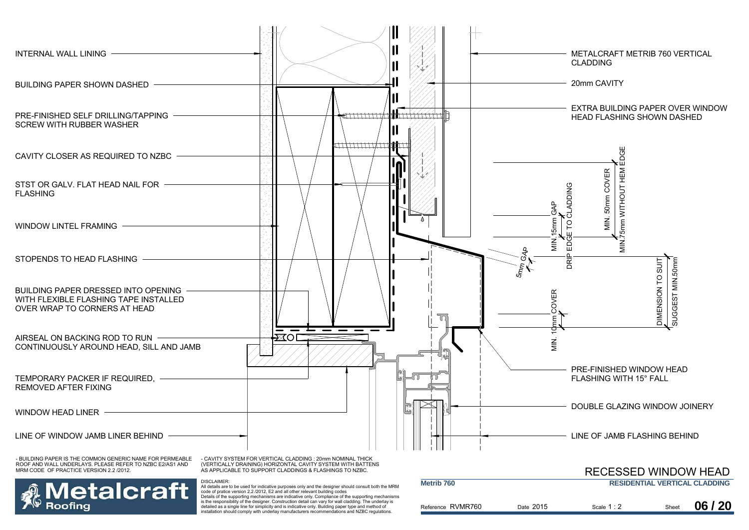# RECESSED WINDOW HEAD

## RESIDENTIAL VERTICAL CLADDING

INTERNAL WALL LINING

BUILDING PAPER SHOWN DASHED

PRE-FINISHED SELF DRILLING/TAPPING SCREW WITH RUBBER WASHER

CAVITY CLOSER AS REQUIRED TO NZBC

STST OR GALV. FLAT HEAD NAIL FOR FLASHING

WINDOW LINTEL FRAMING

STOPENDS TO HEAD FLASHING

BUILDING PAPER DRESSED INTO OPENING WITH FLEXIBLE FLASHING TAPE INSTALLED OVER WRAP TO CORNERS AT HEAD

AIRSEAL ON BACKING ROD TO RUN CONTINUOUSLY AROUND HEAD, SILL AND JAMB

TEMPORARY PACKER IF REQUIRED, REMOVED AFTER FIXING

WINDOW HEAD LINER

LINE OF WINDOW JAMB LINER BEHIND

METALCRAFT METRIB 760 VERTICAL CLADDING

20mm CAVITY

EXTRA BUILDING PAPER OVER WINDOW HEAD FLASHING SHOWN DASHED

MIN. 50mm COVER

MIN.75mm WITHOUT HEM EDGE

MIN.15mm GAP

DRIP EDGE TO CLADDING

5mm GAP

MIN. 10mm COVER

DIMENSION TO SUIT SUGGEST MIN.50mm

PRE-FINISHED WINDOW HEAD FLASHING WITH 15° FALL

DOUBLE GLAZING WINDOW JOINERY

LINE OF JAMB FLASHING BEHIND

- BUILDING PAPER IS THE COMMON GENERIC NAME FOR PERMEABLE ROOF AND WALL UNDERLAYS. PLEASE REFER TO NZBC E2/AS1 AND MRM CODE OF PRACTICE VERSION 2.2 /2012.

- CAVITY SYSTEM FOR VERTICAL CLADDING : 20mm NOMINAL THICK (VERTICALLY DRAINING) HORIZONTAL CAVITY SYSTEM WITH BATTENS AS APPLICABLE TO SUPPORT CLADDINGS & FLASHINGS TO NZBC.

**Metalcraft Roofing**

DISCLAIMER:
All details are to be used for indicative purposes only and the designer should consult both the MRM code of pratice version 2.2 /2012, E2 and all other relevant building codes
Details of the supporting mechanisms are indicative only. Compliance of the supporting mechanisms is the responsibility of the designer. Construction detail can vary for wall cladding. The underlay is detailed as a single line for simplicity and is indicative only. Building paper type and method of installation should comply with underlay manufacturers recommendations and NZBC regulations.

**Metrib 760**

Reference RVMR760 | Date 2015 | Scale 1 : 2 | Sheet **06 / 20**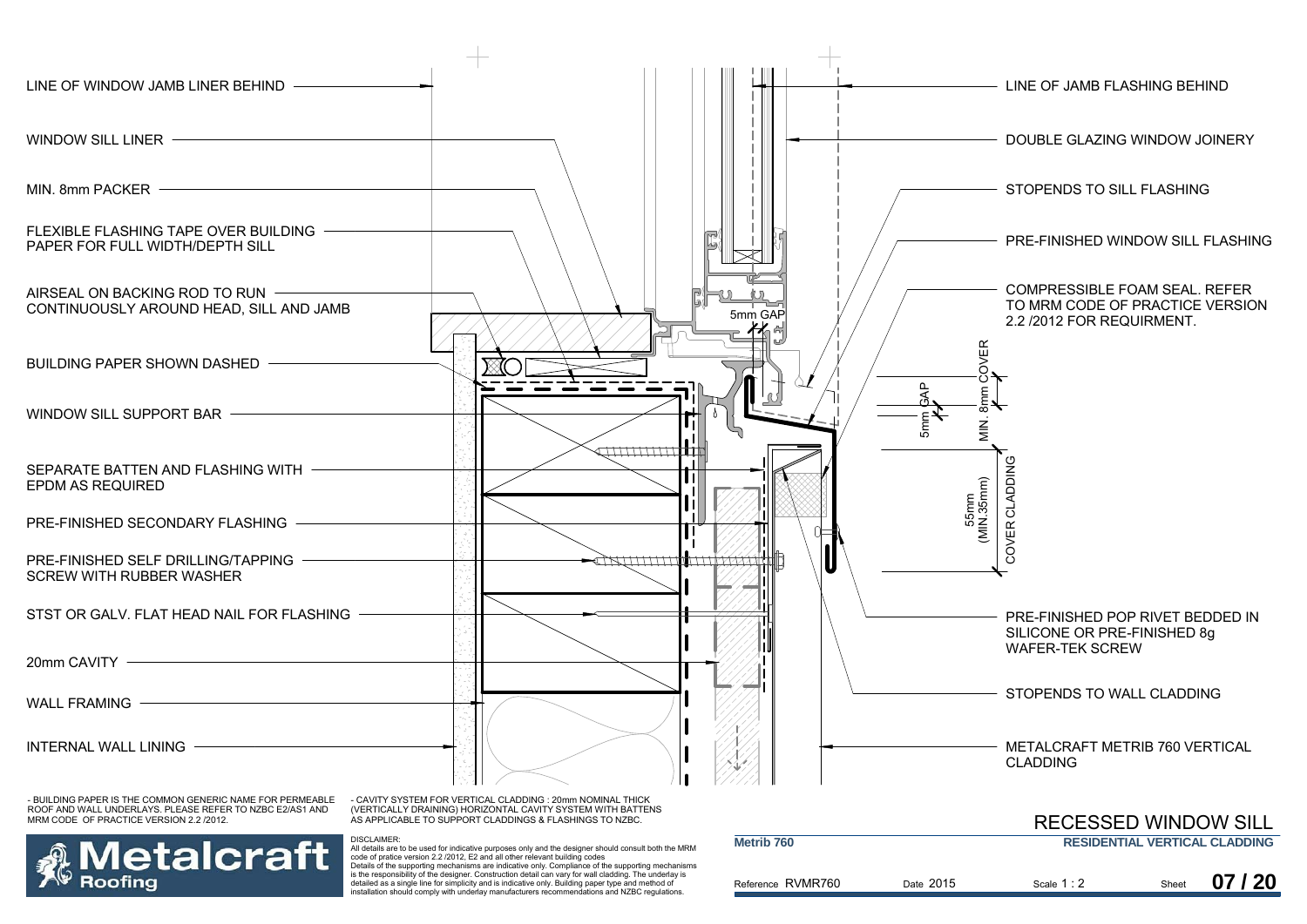LINE OF WINDOW JAMB LINER BEHIND

WINDOW SILL LINER

MIN. 8mm PACKER

FLEXIBLE FLASHING TAPE OVER BUILDING PAPER FOR FULL WIDTH/DEPTH SILL

AIRSEAL ON BACKING ROD TO RUN CONTINUOUSLY AROUND HEAD, SILL AND JAMB

BUILDING PAPER SHOWN DASHED

WINDOW SILL SUPPORT BAR

SEPARATE BATTEN AND FLASHING WITH EPDM AS REQUIRED

PRE-FINISHED SECONDARY FLASHING

PRE-FINISHED SELF DRILLING/TAPPING SCREW WITH RUBBER WASHER

STST OR GALV. FLAT HEAD NAIL FOR FLASHING

20mm CAVITY

WALL FRAMING

INTERNAL WALL LINING

LINE OF JAMB FLASHING BEHIND

DOUBLE GLAZING WINDOW JOINERY

STOPENDS TO SILL FLASHING

PRE-FINISHED WINDOW SILL FLASHING

COMPRESSIBLE FOAM SEAL. REFER TO MRM CODE OF PRACTICE VERSION 2.2 /2012 FOR REQUIRMENT.

5mm GAP

5mm GAP

MIN. 8mm COVER

55mm (MIN.35mm)

COVER CLADDING

PRE-FINISHED POP RIVET BEDDED IN SILICONE OR PRE-FINISHED 8g WAFER-TEK SCREW

STOPENDS TO WALL CLADDING

METALCRAFT METRIB 760 VERTICAL CLADDING

- BUILDING PAPER IS THE COMMON GENERIC NAME FOR PERMEABLE ROOF AND WALL UNDERLAYS. PLEASE REFER TO NZBC E2/AS1 AND MRM CODE OF PRACTICE VERSION 2.2 /2012.

- CAVITY SYSTEM FOR VERTICAL CLADDING : 20mm NOMINAL THICK (VERTICALLY DRAINING) HORIZONTAL CAVITY SYSTEM WITH BATTENS AS APPLICABLE TO SUPPORT CLADDINGS & FLASHINGS TO NZBC.

DISCLAIMER:
All details are to be used for indicative purposes only and the designer should consult both the MRM code of pratice version 2.2 /2012, E2 and all other relevant building codes
Details of the supporting mechanisms are indicative only. Compliance of the supporting mechanisms is the responsibility of the designer. Construction detail can vary for wall cladding. The underlay is detailed as a single line for simplicity and is indicative only. Building paper type and method of installation should comply with underlay manufacturers recommendations and NZBC regulations.

Metalcraft Roofing

# RECESSED WINDOW SILL

**Metrib 760** — **RESIDENTIAL VERTICAL CLADDING**

| Reference RVMR760 | Date 2015 | Scale 1 : 2 | Sheet 07 / 20 |
|---|---|---|---|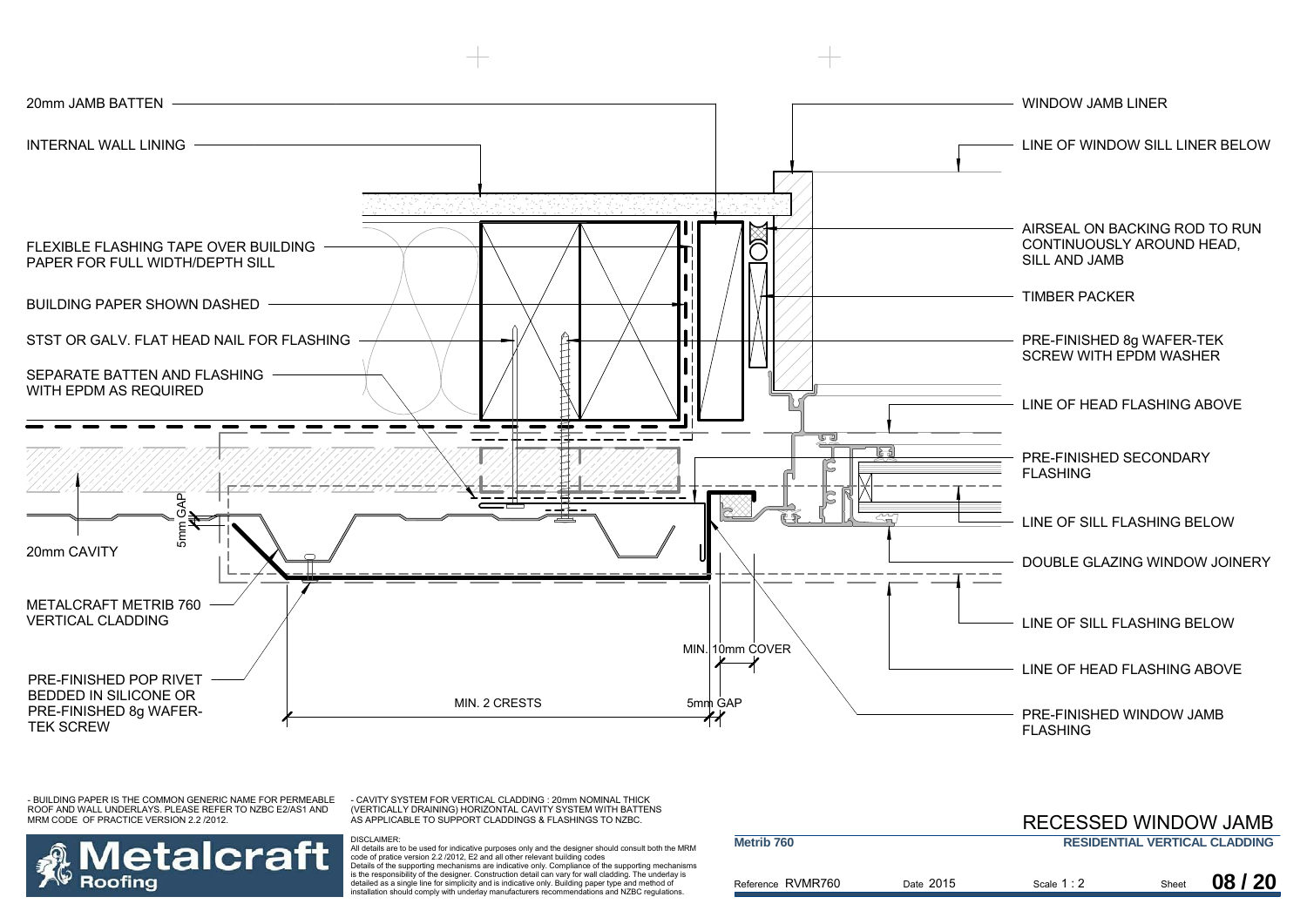20mm JAMB BATTEN

INTERNAL WALL LINING

FLEXIBLE FLASHING TAPE OVER BUILDING PAPER FOR FULL WIDTH/DEPTH SILL

BUILDING PAPER SHOWN DASHED

STST OR GALV. FLAT HEAD NAIL FOR FLASHING

SEPARATE BATTEN AND FLASHING WITH EPDM AS REQUIRED

20mm CAVITY

5mm GAP

METALCRAFT METRIB 760 VERTICAL CLADDING

PRE-FINISHED POP RIVET BEDDED IN SILICONE OR PRE-FINISHED 8g WAFER-TEK SCREW

MIN. 2 CRESTS

MIN. 10mm COVER

5mm GAP

WINDOW JAMB LINER

LINE OF WINDOW SILL LINER BELOW

AIRSEAL ON BACKING ROD TO RUN CONTINUOUSLY AROUND HEAD, SILL AND JAMB

TIMBER PACKER

PRE-FINISHED 8g WAFER-TEK SCREW WITH EPDM WASHER

LINE OF HEAD FLASHING ABOVE

PRE-FINISHED SECONDARY FLASHING

LINE OF SILL FLASHING BELOW

DOUBLE GLAZING WINDOW JOINERY

LINE OF SILL FLASHING BELOW

LINE OF HEAD FLASHING ABOVE

PRE-FINISHED WINDOW JAMB FLASHING

- BUILDING PAPER IS THE COMMON GENERIC NAME FOR PERMEABLE ROOF AND WALL UNDERLAYS. PLEASE REFER TO NZBC E2/AS1 AND MRM CODE OF PRACTICE VERSION 2.2 /2012.

- CAVITY SYSTEM FOR VERTICAL CLADDING : 20mm NOMINAL THICK (VERTICALLY DRAINING) HORIZONTAL CAVITY SYSTEM WITH BATTENS AS APPLICABLE TO SUPPORT CLADDINGS & FLASHINGS TO NZBC.

Metalcraft Roofing

DISCLAIMER:
All details are to be used for indicative purposes only and the designer should consult both the MRM code of pratice version 2.2 /2012, E2 and all other relevant building codes
Details of the supporting mechanisms are indicative only. Compliance of the supporting mechanisms is the responsibility of the designer. Construction detail can vary for wall cladding. The underlay is detailed as a single line for simplicity and is indicative only. Building paper type and method of installation should comply with underlay manufacturers recommendations and NZBC regulations.

## RECESSED WINDOW JAMB

**Metrib 760** — **RESIDENTIAL VERTICAL CLADDING**

| Reference RVMR760 | Date 2015 | Scale 1 : 2 | Sheet **08 / 20** |
|---|---|---|---|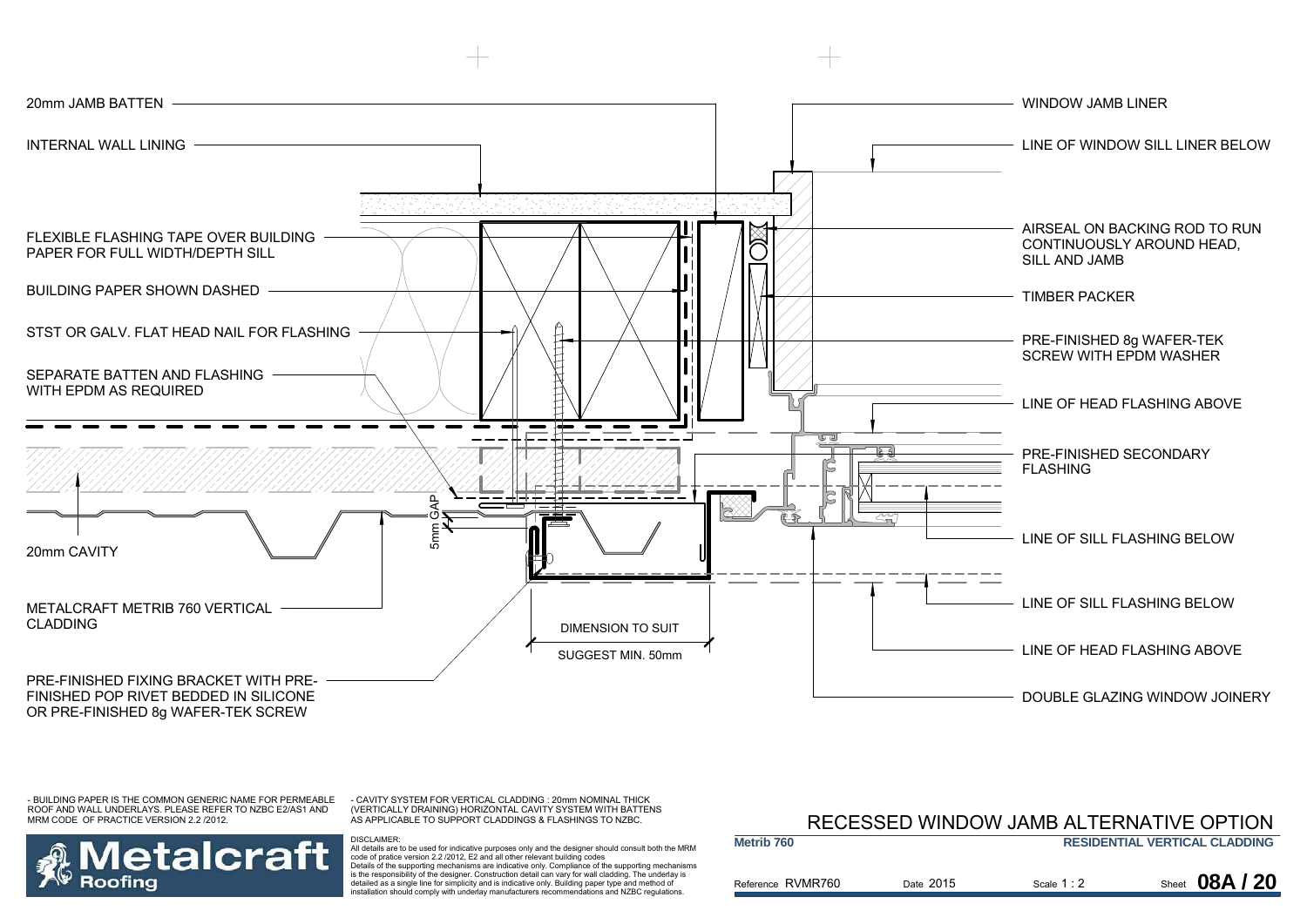20mm JAMB BATTEN

INTERNAL WALL LINING

FLEXIBLE FLASHING TAPE OVER BUILDING PAPER FOR FULL WIDTH/DEPTH SILL

BUILDING PAPER SHOWN DASHED

STST OR GALV. FLAT HEAD NAIL FOR FLASHING

SEPARATE BATTEN AND FLASHING WITH EPDM AS REQUIRED

5mm GAP

20mm CAVITY

METALCRAFT METRIB 760 VERTICAL CLADDING

DIMENSION TO SUIT

SUGGEST MIN. 50mm

PRE-FINISHED FIXING BRACKET WITH PRE-FINISHED POP RIVET BEDDED IN SILICONE OR PRE-FINISHED 8g WAFER-TEK SCREW

WINDOW JAMB LINER

LINE OF WINDOW SILL LINER BELOW

AIRSEAL ON BACKING ROD TO RUN CONTINUOUSLY AROUND HEAD, SILL AND JAMB

TIMBER PACKER

PRE-FINISHED 8g WAFER-TEK SCREW WITH EPDM WASHER

LINE OF HEAD FLASHING ABOVE

PRE-FINISHED SECONDARY FLASHING

LINE OF SILL FLASHING BELOW

LINE OF SILL FLASHING BELOW

LINE OF HEAD FLASHING ABOVE

DOUBLE GLAZING WINDOW JOINERY

- BUILDING PAPER IS THE COMMON GENERIC NAME FOR PERMEABLE ROOF AND WALL UNDERLAYS. PLEASE REFER TO NZBC E2/AS1 AND MRM CODE OF PRACTICE VERSION 2.2 /2012.

- CAVITY SYSTEM FOR VERTICAL CLADDING : 20mm NOMINAL THICK (VERTICALLY DRAINING) HORIZONTAL CAVITY SYSTEM WITH BATTENS AS APPLICABLE TO SUPPORT CLADDINGS & FLASHINGS TO NZBC.

DISCLAIMER:
All details are to be used for indicative purposes only and the designer should consult both the MRM code of pratice version 2.2 /2012, E2 and all other relevant building codes
Details of the supporting mechanisms are indicative only. Compliance of the supporting mechanisms is the responsibility of the designer. Construction detail can vary for wall cladding. The underlay is detailed as a single line for simplicity and is indicative only. Building paper type and method of installation should comply with underlay manufacturers recommendations and NZBC regulations.

Metalcraft Roofing

# RECESSED WINDOW JAMB ALTERNATIVE OPTION

**Metrib 760** | **RESIDENTIAL VERTICAL CLADDING**

Reference RVMR760 | Date 2015 | Scale 1 : 2 | Sheet **08A / 20**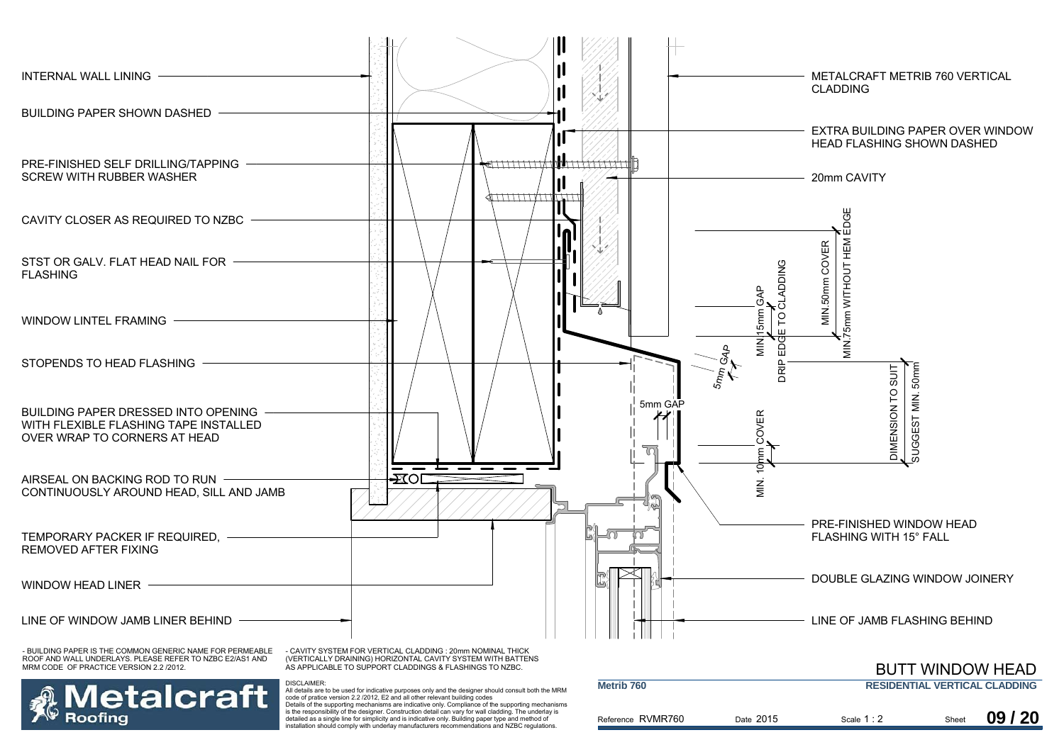INTERNAL WALL LINING

BUILDING PAPER SHOWN DASHED

PRE-FINISHED SELF DRILLING/TAPPING SCREW WITH RUBBER WASHER

CAVITY CLOSER AS REQUIRED TO NZBC

STST OR GALV. FLAT HEAD NAIL FOR FLASHING

WINDOW LINTEL FRAMING

STOPENDS TO HEAD FLASHING

BUILDING PAPER DRESSED INTO OPENING WITH FLEXIBLE FLASHING TAPE INSTALLED OVER WRAP TO CORNERS AT HEAD

AIRSEAL ON BACKING ROD TO RUN CONTINUOUSLY AROUND HEAD, SILL AND JAMB

TEMPORARY PACKER IF REQUIRED, REMOVED AFTER FIXING

WINDOW HEAD LINER

LINE OF WINDOW JAMB LINER BEHIND

METALCRAFT METRIB 760 VERTICAL CLADDING

EXTRA BUILDING PAPER OVER WINDOW HEAD FLASHING SHOWN DASHED

20mm CAVITY

MIN.75mm WITHOUT HEM EDGE

MIN.50mm COVER

DRIP EDGE TO CLADDING

MIN 15mm GAP

5mm GAP

5mm GAP

MIN. 10mm COVER

DIMENSION TO SUIT SUGGEST MIN. 50mm

PRE-FINISHED WINDOW HEAD FLASHING WITH 15° FALL

DOUBLE GLAZING WINDOW JOINERY

LINE OF JAMB FLASHING BEHIND

- BUILDING PAPER IS THE COMMON GENERIC NAME FOR PERMEABLE ROOF AND WALL UNDERLAYS. PLEASE REFER TO NZBC E2/AS1 AND MRM CODE OF PRACTICE VERSION 2.2 /2012.

- CAVITY SYSTEM FOR VERTICAL CLADDING : 20mm NOMINAL THICK (VERTICALLY DRAINING) HORIZONTAL CAVITY SYSTEM WITH BATTENS AS APPLICABLE TO SUPPORT CLADDINGS & FLASHINGS TO NZBC.

DISCLAIMER:
All details are to be used for indicative purposes only and the designer should consult both the MRM code of pratice version 2.2 /2012, E2 and all other relevant building codes
Details of the supporting mechanisms are indicative only. Compliance of the supporting mechanisms is the responsibility of the designer. Construction detail can vary for wall cladding. The underlay is detailed as a single line for simplicity and is indicative only. Building paper type and method of installation should comply with underlay manufacturers recommendations and NZBC regulations.

Metalcraft Roofing

# BUTT WINDOW HEAD

**Metrib 760** | **RESIDENTIAL VERTICAL CLADDING**

Reference RVMR760 | Date 2015 | Scale 1 : 2 | Sheet **09 / 20**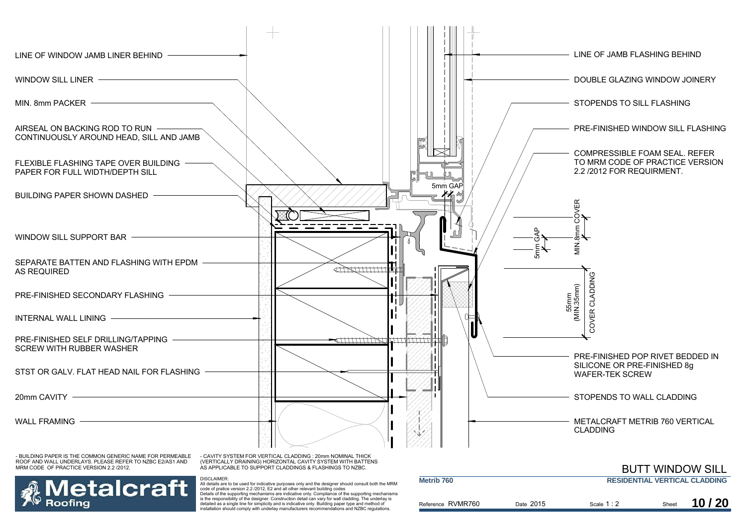LINE OF WINDOW JAMB LINER BEHIND

WINDOW SILL LINER

MIN. 8mm PACKER

AIRSEAL ON BACKING ROD TO RUN CONTINUOUSLY AROUND HEAD, SILL AND JAMB

FLEXIBLE FLASHING TAPE OVER BUILDING PAPER FOR FULL WIDTH/DEPTH SILL

BUILDING PAPER SHOWN DASHED

WINDOW SILL SUPPORT BAR

SEPARATE BATTEN AND FLASHING WITH EPDM AS REQUIRED

PRE-FINISHED SECONDARY FLASHING

INTERNAL WALL LINING

PRE-FINISHED SELF DRILLING/TAPPING SCREW WITH RUBBER WASHER

STST OR GALV. FLAT HEAD NAIL FOR FLASHING

20mm CAVITY

WALL FRAMING

LINE OF JAMB FLASHING BEHIND

DOUBLE GLAZING WINDOW JOINERY

STOPENDS TO SILL FLASHING

PRE-FINISHED WINDOW SILL FLASHING

COMPRESSIBLE FOAM SEAL. REFER TO MRM CODE OF PRACTICE VERSION 2.2 /2012 FOR REQUIRMENT.

5mm GAP

5mm GAP

MIN.8mm COVER

55mm (MIN.35mm) COVER CLADDING

PRE-FINISHED POP RIVET BEDDED IN SILICONE OR PRE-FINISHED 8g WAFER-TEK SCREW

STOPENDS TO WALL CLADDING

METALCRAFT METRIB 760 VERTICAL CLADDING

- BUILDING PAPER IS THE COMMON GENERIC NAME FOR PERMEABLE ROOF AND WALL UNDERLAYS. PLEASE REFER TO NZBC E2/AS1 AND MRM CODE OF PRACTICE VERSION 2.2 /2012.

- CAVITY SYSTEM FOR VERTICAL CLADDING : 20mm NOMINAL THICK (VERTICALLY DRAINING) HORIZONTAL CAVITY SYSTEM WITH BATTENS AS APPLICABLE TO SUPPORT CLADDINGS & FLASHINGS TO NZBC.

DISCLAIMER:
All details are to be used for indicative purposes only and the designer should consult both the MRM code of pratice version 2.2 /2012, E2 and all other relevant building codes
Details of the supporting mechanisms are indicative only. Compliance of the supporting mechanisms is the responsibility of the designer. Construction detail can vary for wall cladding. The underlay is detailed as a single line for simplicity and is indicative only. Building paper type and method of installation should comply with underlay manufacturers recommendations and NZBC regulations.

Metalcraft Roofing

# BUTT WINDOW SILL

**Metrib 760** | **RESIDENTIAL VERTICAL CLADDING**

Reference RVMR760 | Date 2015 | Scale 1 : 2 | Sheet **10 / 20**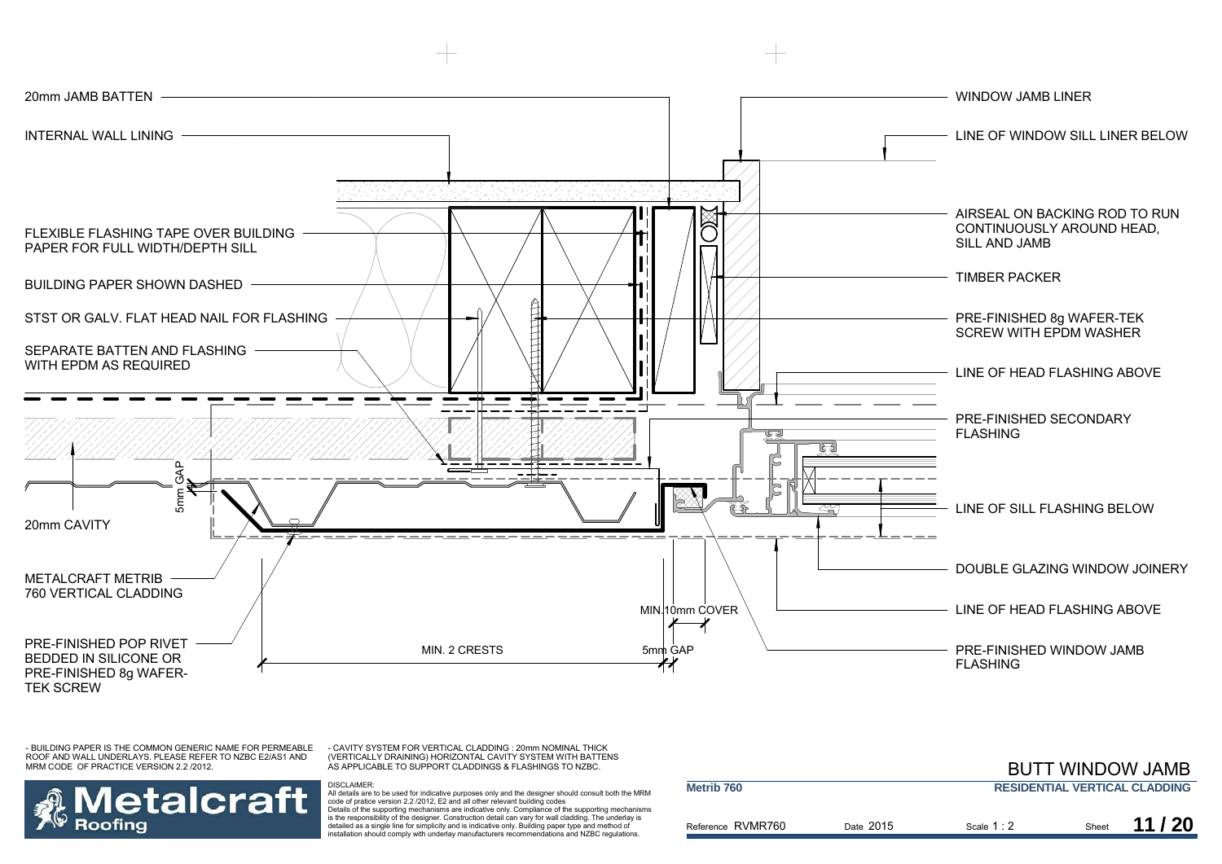20mm JAMB BATTEN

INTERNAL WALL LINING

FLEXIBLE FLASHING TAPE OVER BUILDING PAPER FOR FULL WIDTH/DEPTH SILL

BUILDING PAPER SHOWN DASHED

STST OR GALV. FLAT HEAD NAIL FOR FLASHING

SEPARATE BATTEN AND FLASHING WITH EPDM AS REQUIRED

5mm GAP

20mm CAVITY

METALCRAFT METRIB 760 VERTICAL CLADDING

PRE-FINISHED POP RIVET BEDDED IN SILICONE OR PRE-FINISHED 8g WAFER-TEK SCREW

MIN. 2 CRESTS

MIN.10mm COVER

5mm GAP

WINDOW JAMB LINER

LINE OF WINDOW SILL LINER BELOW

AIRSEAL ON BACKING ROD TO RUN CONTINUOUSLY AROUND HEAD, SILL AND JAMB

TIMBER PACKER

PRE-FINISHED 8g WAFER-TEK SCREW WITH EPDM WASHER

LINE OF HEAD FLASHING ABOVE

PRE-FINISHED SECONDARY FLASHING

LINE OF SILL FLASHING BELOW

DOUBLE GLAZING WINDOW JOINERY

LINE OF HEAD FLASHING ABOVE

PRE-FINISHED WINDOW JAMB FLASHING

- BUILDING PAPER IS THE COMMON GENERIC NAME FOR PERMEABLE ROOF AND WALL UNDERLAYS. PLEASE REFER TO NZBC E2/AS1 AND MRM CODE OF PRACTICE VERSION 2.2 /2012.

- CAVITY SYSTEM FOR VERTICAL CLADDING : 20mm NOMINAL THICK (VERTICALLY DRAINING) HORIZONTAL CAVITY SYSTEM WITH BATTENS AS APPLICABLE TO SUPPORT CLADDINGS & FLASHINGS TO NZBC.

DISCLAIMER:
All details are to be used for indicative purposes only and the designer should consult both the MRM code of pratice version 2.2 /2012, E2 and all other relevant building codes
Details of the supporting mechanisms are indicative only. Compliance of the supporting mechanisms is the responsibility of the designer. Construction detail can vary for wall cladding. The underlay is detailed as a single line for simplicity and is indicative only. Building paper type and method of installation should comply with underlay manufacturers recommendations and NZBC regulations.

Metalcraft Roofing

# BUTT WINDOW JAMB

**Metrib 760** | **RESIDENTIAL VERTICAL CLADDING**

Reference RVMR760 | Date 2015 | Scale 1 : 2 | Sheet **11 / 20**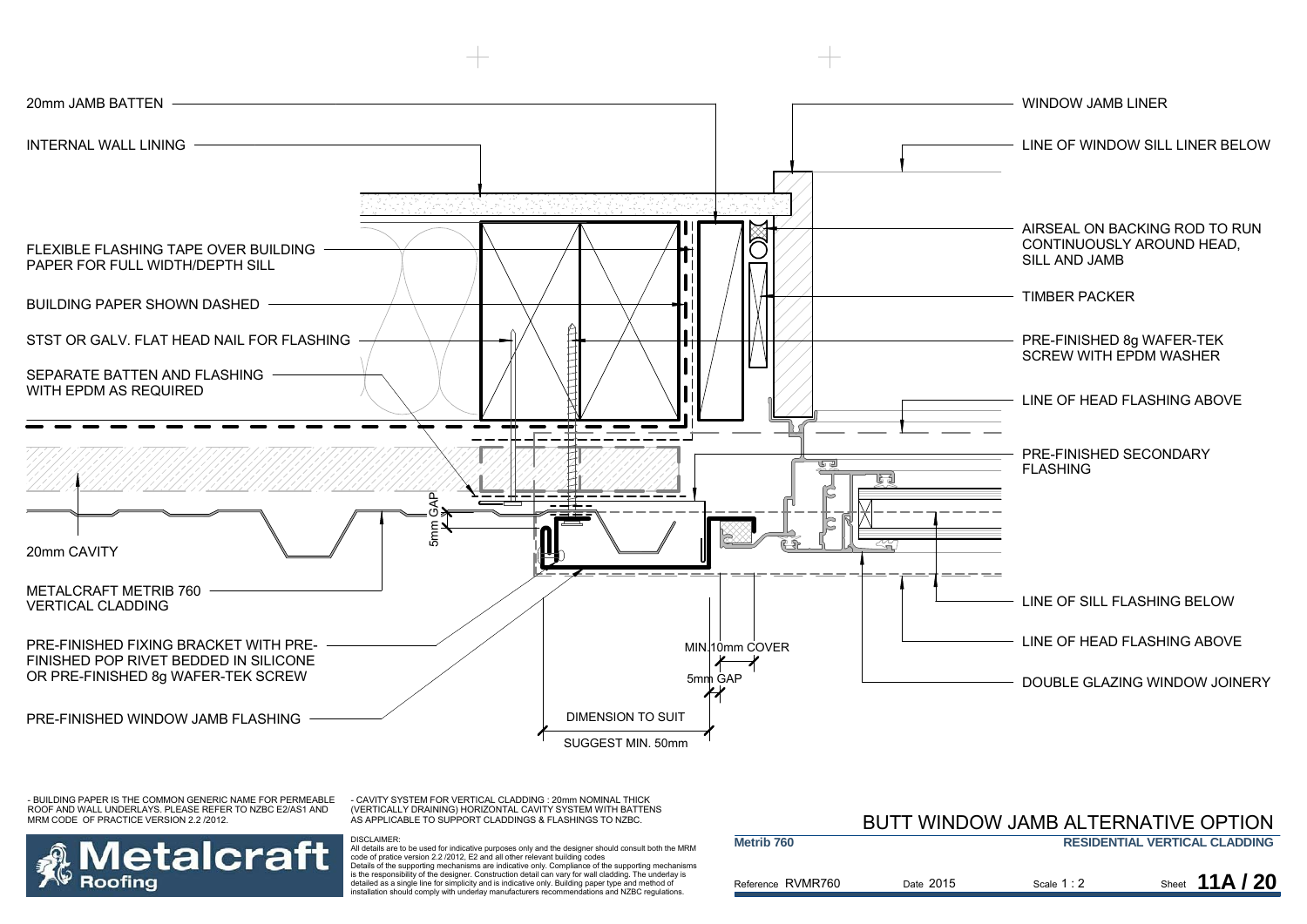20mm JAMB BATTEN

INTERNAL WALL LINING

FLEXIBLE FLASHING TAPE OVER BUILDING PAPER FOR FULL WIDTH/DEPTH SILL

BUILDING PAPER SHOWN DASHED

STST OR GALV. FLAT HEAD NAIL FOR FLASHING

SEPARATE BATTEN AND FLASHING WITH EPDM AS REQUIRED

20mm CAVITY

METALCRAFT METRIB 760 VERTICAL CLADDING

PRE-FINISHED FIXING BRACKET WITH PRE-FINISHED POP RIVET BEDDED IN SILICONE OR PRE-FINISHED 8g WAFER-TEK SCREW

PRE-FINISHED WINDOW JAMB FLASHING

5mm GAP

MIN.10mm COVER

5mm GAP

DIMENSION TO SUIT

SUGGEST MIN. 50mm

WINDOW JAMB LINER

LINE OF WINDOW SILL LINER BELOW

AIRSEAL ON BACKING ROD TO RUN CONTINUOUSLY AROUND HEAD, SILL AND JAMB

TIMBER PACKER

PRE-FINISHED 8g WAFER-TEK SCREW WITH EPDM WASHER

LINE OF HEAD FLASHING ABOVE

PRE-FINISHED SECONDARY FLASHING

LINE OF SILL FLASHING BELOW

LINE OF HEAD FLASHING ABOVE

DOUBLE GLAZING WINDOW JOINERY

- BUILDING PAPER IS THE COMMON GENERIC NAME FOR PERMEABLE ROOF AND WALL UNDERLAYS. PLEASE REFER TO NZBC E2/AS1 AND MRM CODE OF PRACTICE VERSION 2.2 /2012.

- CAVITY SYSTEM FOR VERTICAL CLADDING : 20mm NOMINAL THICK (VERTICALLY DRAINING) HORIZONTAL CAVITY SYSTEM WITH BATTENS AS APPLICABLE TO SUPPORT CLADDINGS & FLASHINGS TO NZBC.

DISCLAIMER:
All details are to be used for indicative purposes only and the designer should consult both the MRM code of pratice version 2.2 /2012, E2 and all other relevant building codes
Details of the supporting mechanisms are indicative only. Compliance of the supporting mechanisms is the responsibility of the designer. Construction detail can vary for wall cladding. The underlay is detailed as a single line for simplicity and is indicative only. Building paper type and method of installation should comply with underlay manufacturers recommendations and NZBC regulations.

Metalcraft Roofing

# BUTT WINDOW JAMB ALTERNATIVE OPTION

**Metrib 760** — **RESIDENTIAL VERTICAL CLADDING**

Reference RVMR760 | Date 2015 | Scale 1 : 2 | Sheet **11A / 20**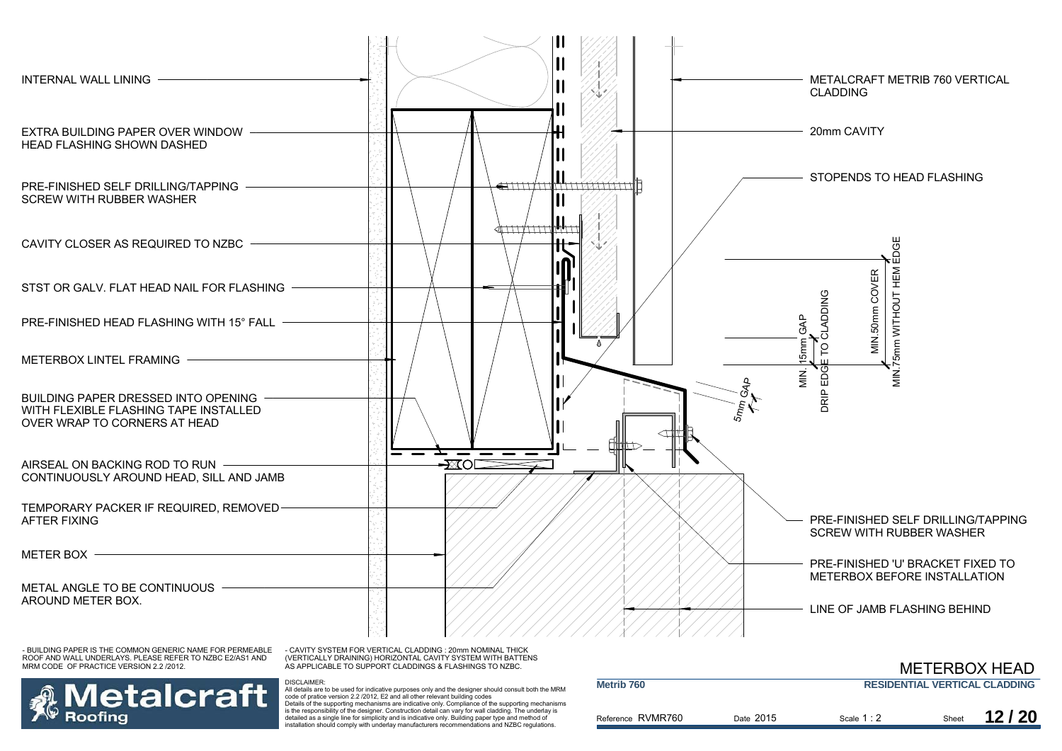INTERNAL WALL LINING

EXTRA BUILDING PAPER OVER WINDOW HEAD FLASHING SHOWN DASHED

PRE-FINISHED SELF DRILLING/TAPPING SCREW WITH RUBBER WASHER

CAVITY CLOSER AS REQUIRED TO NZBC

STST OR GALV. FLAT HEAD NAIL FOR FLASHING

PRE-FINISHED HEAD FLASHING WITH 15° FALL

METERBOX LINTEL FRAMING

BUILDING PAPER DRESSED INTO OPENING WITH FLEXIBLE FLASHING TAPE INSTALLED OVER WRAP TO CORNERS AT HEAD

AIRSEAL ON BACKING ROD TO RUN CONTINUOUSLY AROUND HEAD, SILL AND JAMB

TEMPORARY PACKER IF REQUIRED, REMOVED AFTER FIXING

METER BOX

METAL ANGLE TO BE CONTINUOUS AROUND METER BOX.

METALCRAFT METRIB 760 VERTICAL CLADDING

20mm CAVITY

STOPENDS TO HEAD FLASHING

MIN.75mm WITHOUT HEM EDGE

MIN.50mm COVER

DRIP EDGE TO CLADDING

MIN. 15mm GAP

5mm GAP

PRE-FINISHED SELF DRILLING/TAPPING SCREW WITH RUBBER WASHER

PRE-FINISHED 'U' BRACKET FIXED TO METERBOX BEFORE INSTALLATION

LINE OF JAMB FLASHING BEHIND

- BUILDING PAPER IS THE COMMON GENERIC NAME FOR PERMEABLE ROOF AND WALL UNDERLAYS. PLEASE REFER TO NZBC E2/AS1 AND MRM CODE OF PRACTICE VERSION 2.2 /2012.

- CAVITY SYSTEM FOR VERTICAL CLADDING : 20mm NOMINAL THICK (VERTICALLY DRAINING) HORIZONTAL CAVITY SYSTEM WITH BATTENS AS APPLICABLE TO SUPPORT CLADDINGS & FLASHINGS TO NZBC.

DISCLAIMER:
All details are to be used for indicative purposes only and the designer should consult both the MRM code of pratice version 2.2 /2012, E2 and all other relevant building codes
Details of the supporting mechanisms are indicative only. Compliance of the supporting mechanisms is the responsibility of the designer. Construction detail can vary for wall cladding. The underlay is detailed as a single line for simplicity and is indicative only. Building paper type and method of installation should comply with underlay manufacturers recommendations and NZBC regulations.

Metalcraft Roofing

# METERBOX HEAD

| Metrib 760 | RESIDENTIAL VERTICAL CLADDING | | |
|---|---|---|---|
| Reference RVMR760 | Date 2015 | Scale 1 : 2 | Sheet 12 / 20 |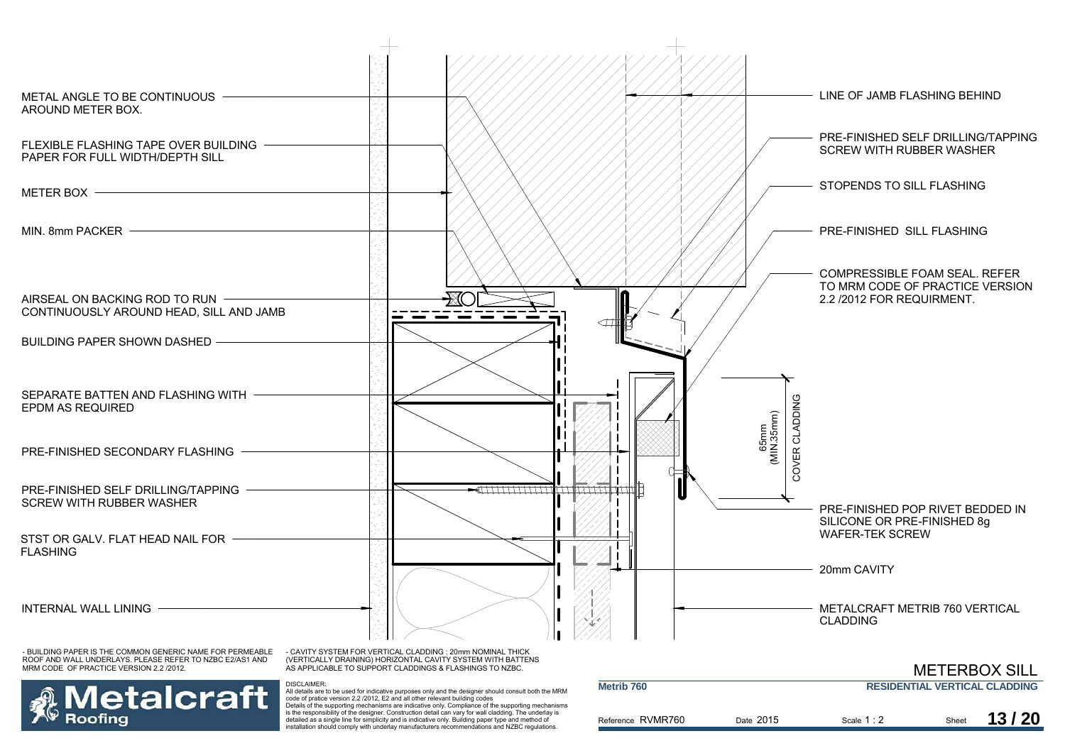METAL ANGLE TO BE CONTINUOUS AROUND METER BOX.

FLEXIBLE FLASHING TAPE OVER BUILDING PAPER FOR FULL WIDTH/DEPTH SILL

METER BOX

MIN. 8mm PACKER

AIRSEAL ON BACKING ROD TO RUN CONTINUOUSLY AROUND HEAD, SILL AND JAMB

BUILDING PAPER SHOWN DASHED

SEPARATE BATTEN AND FLASHING WITH EPDM AS REQUIRED

PRE-FINISHED SECONDARY FLASHING

PRE-FINISHED SELF DRILLING/TAPPING SCREW WITH RUBBER WASHER

STST OR GALV. FLAT HEAD NAIL FOR FLASHING

INTERNAL WALL LINING

LINE OF JAMB FLASHING BEHIND

PRE-FINISHED SELF DRILLING/TAPPING SCREW WITH RUBBER WASHER

STOPENDS TO SILL FLASHING

PRE-FINISHED SILL FLASHING

COMPRESSIBLE FOAM SEAL. REFER TO MRM CODE OF PRACTICE VERSION 2.2 /2012 FOR REQUIRMENT.

65mm (MIN.35mm) COVER CLADDING

PRE-FINISHED POP RIVET BEDDED IN SILICONE OR PRE-FINISHED 8g WAFER-TEK SCREW

20mm CAVITY

METALCRAFT METRIB 760 VERTICAL CLADDING

- BUILDING PAPER IS THE COMMON GENERIC NAME FOR PERMEABLE ROOF AND WALL UNDERLAYS. PLEASE REFER TO NZBC E2/AS1 AND MRM CODE OF PRACTICE VERSION 2.2 /2012.

- CAVITY SYSTEM FOR VERTICAL CLADDING : 20mm NOMINAL THICK (VERTICALLY DRAINING) HORIZONTAL CAVITY SYSTEM WITH BATTENS AS APPLICABLE TO SUPPORT CLADDINGS & FLASHINGS TO NZBC.

Metalcraft Roofing

DISCLAIMER:
All details are to be used for indicative purposes only and the designer should consult both the MRM code of pratice version 2.2 /2012, E2 and all other relevant building codes
Details of the supporting mechanisms are indicative only. Compliance of the supporting mechanisms is the responsibility of the designer. Construction detail can vary for wall cladding. The underlay is detailed as a single line for simplicity and is indicative only. Building paper type and method of installation should comply with underlay manufacturers recommendations and NZBC regulations.

# METERBOX SILL

**Metrib 760** | **RESIDENTIAL VERTICAL CLADDING**

Reference RVMR760 | Date 2015 | Scale 1 : 2 | Sheet **13 / 20**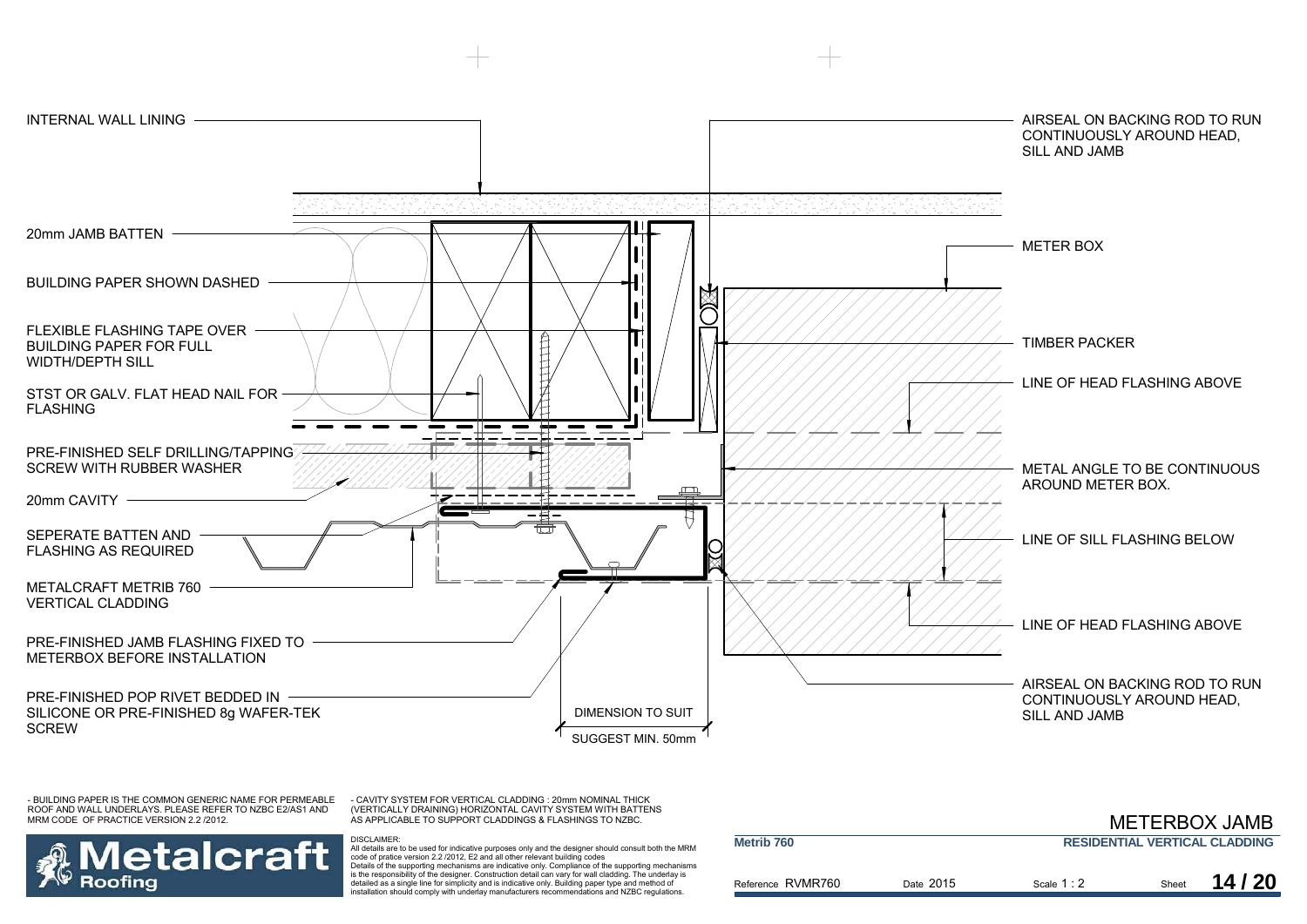INTERNAL WALL LINING

20mm JAMB BATTEN

BUILDING PAPER SHOWN DASHED

FLEXIBLE FLASHING TAPE OVER BUILDING PAPER FOR FULL WIDTH/DEPTH SILL

STST OR GALV. FLAT HEAD NAIL FOR FLASHING

PRE-FINISHED SELF DRILLING/TAPPING SCREW WITH RUBBER WASHER

20mm CAVITY

SEPERATE BATTEN AND FLASHING AS REQUIRED

METALCRAFT METRIB 760 VERTICAL CLADDING

PRE-FINISHED JAMB FLASHING FIXED TO METERBOX BEFORE INSTALLATION

PRE-FINISHED POP RIVET BEDDED IN SILICONE OR PRE-FINISHED 8g WAFER-TEK SCREW

DIMENSION TO SUIT

SUGGEST MIN. 50mm

AIRSEAL ON BACKING ROD TO RUN CONTINUOUSLY AROUND HEAD, SILL AND JAMB

METER BOX

TIMBER PACKER

LINE OF HEAD FLASHING ABOVE

METAL ANGLE TO BE CONTINUOUS AROUND METER BOX.

LINE OF SILL FLASHING BELOW

LINE OF HEAD FLASHING ABOVE

AIRSEAL ON BACKING ROD TO RUN CONTINUOUSLY AROUND HEAD, SILL AND JAMB

- BUILDING PAPER IS THE COMMON GENERIC NAME FOR PERMEABLE ROOF AND WALL UNDERLAYS. PLEASE REFER TO NZBC E2/AS1 AND MRM CODE OF PRACTICE VERSION 2.2 /2012.

- CAVITY SYSTEM FOR VERTICAL CLADDING : 20mm NOMINAL THICK (VERTICALLY DRAINING) HORIZONTAL CAVITY SYSTEM WITH BATTENS AS APPLICABLE TO SUPPORT CLADDINGS & FLASHINGS TO NZBC.

Metalcraft Roofing

DISCLAIMER:
All details are to be used for indicative purposes only and the designer should consult both the MRM code of pratice version 2.2 /2012, E2 and all other relevant building codes
Details of the supporting mechanisms are indicative only. Compliance of the supporting mechanisms is the responsibility of the designer. Construction detail can vary for wall cladding. The underlay is detailed as a single line for simplicity and is indicative only. Building paper type and method of installation should comply with underlay manufacturers recommendations and NZBC regulations.

# METERBOX JAMB

**Metrib 760** | **RESIDENTIAL VERTICAL CLADDING**

Reference RVMR760 | Date 2015 | Scale 1 : 2 | Sheet **14 / 20**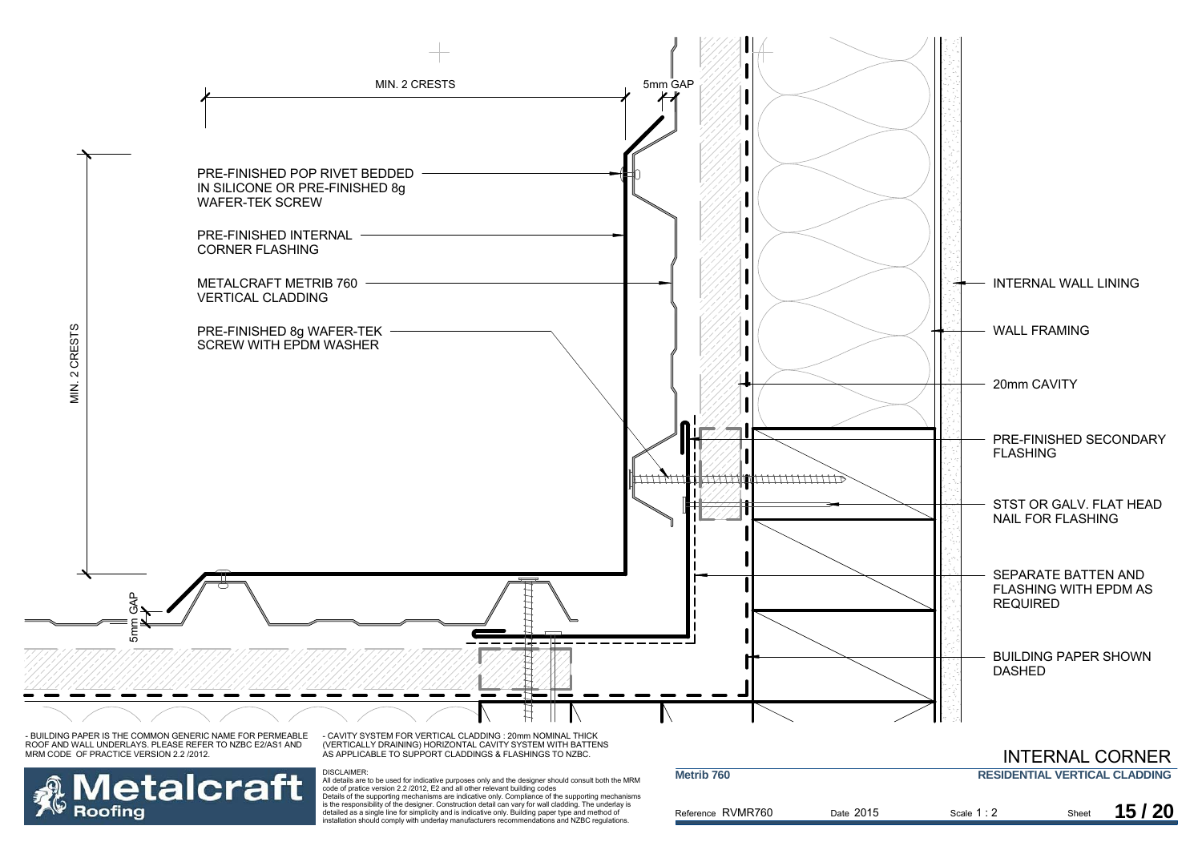MIN. 2 CRESTS

5mm GAP

PRE-FINISHED POP RIVET BEDDED IN SILICONE OR PRE-FINISHED 8g WAFER-TEK SCREW

PRE-FINISHED INTERNAL CORNER FLASHING

METALCRAFT METRIB 760 VERTICAL CLADDING

PRE-FINISHED 8g WAFER-TEK SCREW WITH EPDM WASHER

MIN. 2 CRESTS

5mm GAP

INTERNAL WALL LINING

WALL FRAMING

20mm CAVITY

PRE-FINISHED SECONDARY FLASHING

STST OR GALV. FLAT HEAD NAIL FOR FLASHING

SEPARATE BATTEN AND FLASHING WITH EPDM AS REQUIRED

BUILDING PAPER SHOWN DASHED

- BUILDING PAPER IS THE COMMON GENERIC NAME FOR PERMEABLE ROOF AND WALL UNDERLAYS. PLEASE REFER TO NZBC E2/AS1 AND MRM CODE OF PRACTICE VERSION 2.2 /2012.

- CAVITY SYSTEM FOR VERTICAL CLADDING : 20mm NOMINAL THICK (VERTICALLY DRAINING) HORIZONTAL CAVITY SYSTEM WITH BATTENS AS APPLICABLE TO SUPPORT CLADDINGS & FLASHINGS TO NZBC.

DISCLAIMER:
All details are to be used for indicative purposes only and the designer should consult both the MRM code of pratice version 2.2 /2012, E2 and all other relevant building codes
Details of the supporting mechanisms are indicative only. Compliance of the supporting mechanisms is the responsibility of the designer. Construction detail can vary for wall cladding. The underlay is detailed as a single line for simplicity and is indicative only. Building paper type and method of installation should comply with underlay manufacturers recommendations and NZBC regulations.

Metalcraft Roofing

# INTERNAL CORNER

**Metrib 760** | **RESIDENTIAL VERTICAL CLADDING**

Reference RVMR760 | Date 2015 | Scale 1 : 2 | Sheet **15 / 20**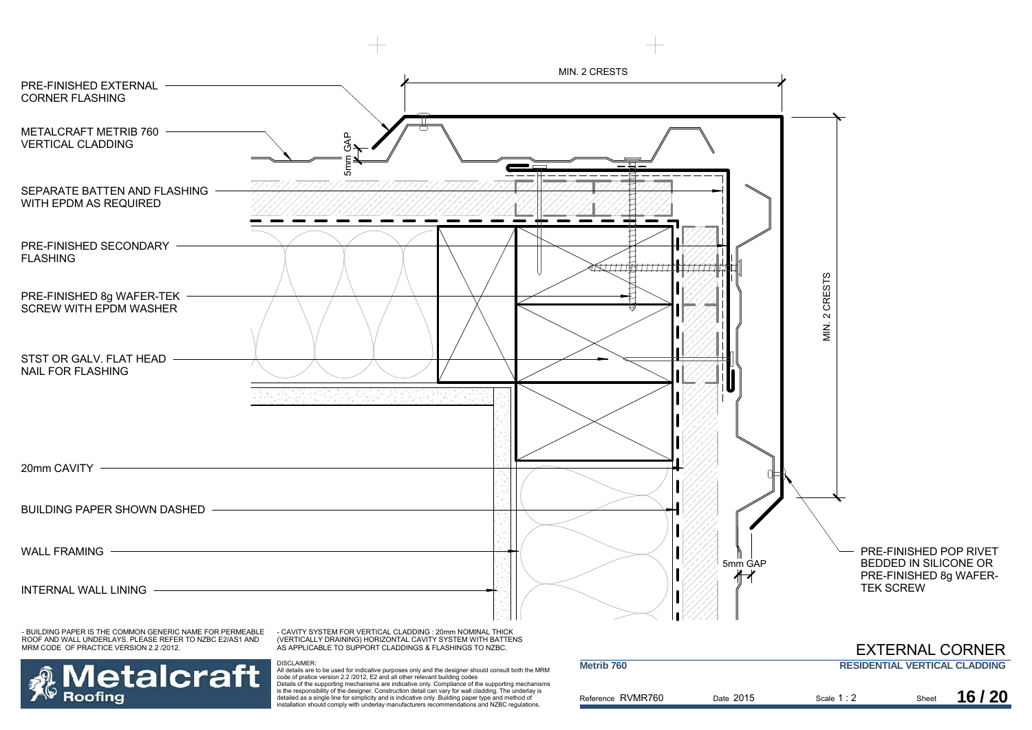PRE-FINISHED EXTERNAL CORNER FLASHING

METALCRAFT METRIB 760 VERTICAL CLADDING

SEPARATE BATTEN AND FLASHING WITH EPDM AS REQUIRED

PRE-FINISHED SECONDARY FLASHING

PRE-FINISHED 8g WAFER-TEK SCREW WITH EPDM WASHER

STST OR GALV. FLAT HEAD NAIL FOR FLASHING

20mm CAVITY

BUILDING PAPER SHOWN DASHED

WALL FRAMING

INTERNAL WALL LINING

MIN. 2 CRESTS

5mm GAP

MIN. 2 CRESTS

5mm GAP

PRE-FINISHED POP RIVET BEDDED IN SILICONE OR PRE-FINISHED 8g WAFER-TEK SCREW

- BUILDING PAPER IS THE COMMON GENERIC NAME FOR PERMEABLE ROOF AND WALL UNDERLAYS. PLEASE REFER TO NZBC E2/AS1 AND MRM CODE OF PRACTICE VERSION 2.2 /2012.

- CAVITY SYSTEM FOR VERTICAL CLADDING : 20mm NOMINAL THICK (VERTICALLY DRAINING) HORIZONTAL CAVITY SYSTEM WITH BATTENS AS APPLICABLE TO SUPPORT CLADDINGS & FLASHINGS TO NZBC.

DISCLAIMER:
All details are to be used for indicative purposes only and the designer should consult both the MRM code of pratice version 2.2 /2012, E2 and all other relevant building codes
Details of the supporting mechanisms are indicative only. Compliance of the supporting mechanisms is the responsibility of the designer. Construction detail can vary for wall cladding. The underlay is detailed as a single line for simplicity and is indicative only. Building paper type and method of installation should comply with underlay manufacturers recommendations and NZBC regulations.

Metalcraft Roofing

# EXTERNAL CORNER

**Metrib 760** — **RESIDENTIAL VERTICAL CLADDING**

Reference RVMR760 | Date 2015 | Scale 1 : 2 | Sheet **16 / 20**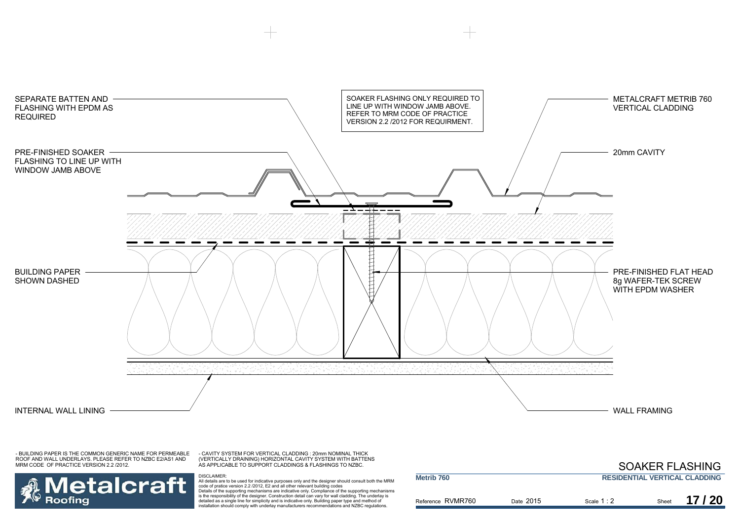SEPARATE BATTEN AND FLASHING WITH EPDM AS REQUIRED

SOAKER FLASHING ONLY REQUIRED TO LINE UP WITH WINDOW JAMB ABOVE. REFER TO MRM CODE OF PRACTICE VERSION 2.2 /2012 FOR REQUIRMENT.

METALCRAFT METRIB 760 VERTICAL CLADDING

PRE-FINISHED SOAKER FLASHING TO LINE UP WITH WINDOW JAMB ABOVE

20mm CAVITY

BUILDING PAPER SHOWN DASHED

PRE-FINISHED FLAT HEAD 8g WAFER-TEK SCREW WITH EPDM WASHER

INTERNAL WALL LINING

WALL FRAMING

- BUILDING PAPER IS THE COMMON GENERIC NAME FOR PERMEABLE ROOF AND WALL UNDERLAYS. PLEASE REFER TO NZBC E2/AS1 AND MRM CODE OF PRACTICE VERSION 2.2 /2012.

- CAVITY SYSTEM FOR VERTICAL CLADDING : 20mm NOMINAL THICK (VERTICALLY DRAINING) HORIZONTAL CAVITY SYSTEM WITH BATTENS AS APPLICABLE TO SUPPORT CLADDINGS & FLASHINGS TO NZBC.

DISCLAIMER:
All details are to be used for indicative purposes only and the designer should consult both the MRM code of pratice version 2.2 /2012, E2 and all other relevant building codes
Details of the supporting mechanisms are indicative only. Compliance of the supporting mechanisms is the responsibility of the designer. Construction detail can vary for wall cladding. The underlay is detailed as a single line for simplicity and is indicative only. Building paper type and method of installation should comply with underlay manufacturers recommendations and NZBC regulations.

Metalcraft Roofing

## SOAKER FLASHING

**Metrib 760** | **RESIDENTIAL VERTICAL CLADDING**

Reference RVMR760 | Date 2015 | Scale 1 : 2 | Sheet **17 / 20**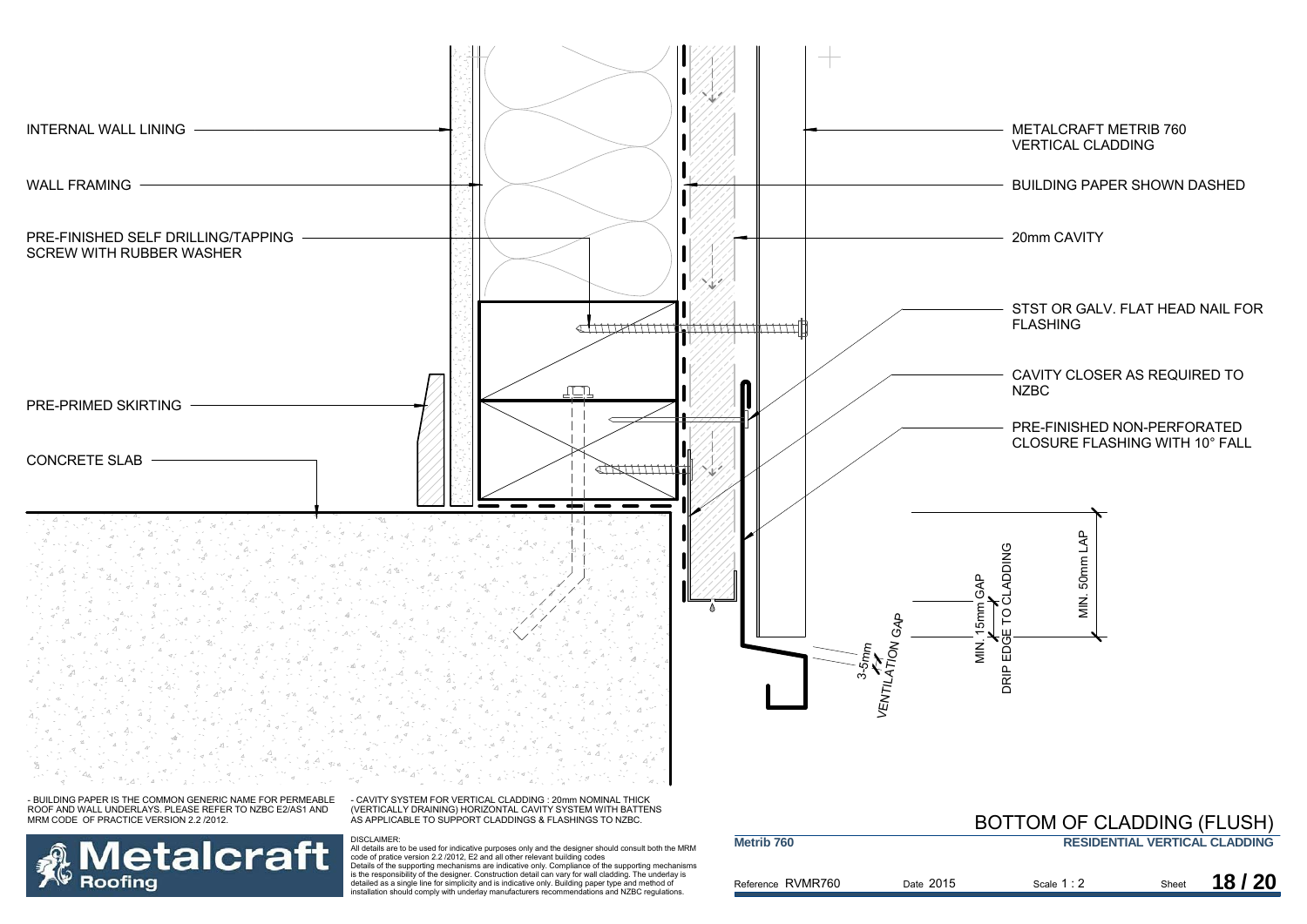INTERNAL WALL LINING

WALL FRAMING

PRE-FINISHED SELF DRILLING/TAPPING SCREW WITH RUBBER WASHER

PRE-PRIMED SKIRTING

CONCRETE SLAB

METALCRAFT METRIB 760 VERTICAL CLADDING

BUILDING PAPER SHOWN DASHED

20mm CAVITY

STST OR GALV. FLAT HEAD NAIL FOR FLASHING

CAVITY CLOSER AS REQUIRED TO NZBC

PRE-FINISHED NON-PERFORATED CLOSURE FLASHING WITH 10° FALL

MIN. 50mm LAP

MIN. 15mm GAP DRIP EDGE TO CLADDING

3-5mm VENTILATION GAP

- BUILDING PAPER IS THE COMMON GENERIC NAME FOR PERMEABLE ROOF AND WALL UNDERLAYS. PLEASE REFER TO NZBC E2/AS1 AND MRM CODE OF PRACTICE VERSION 2.2 /2012.

- CAVITY SYSTEM FOR VERTICAL CLADDING : 20mm NOMINAL THICK (VERTICALLY DRAINING) HORIZONTAL CAVITY SYSTEM WITH BATTENS AS APPLICABLE TO SUPPORT CLADDINGS & FLASHINGS TO NZBC.

# BOTTOM OF CLADDING (FLUSH)

**Metalcraft Roofing**

DISCLAIMER:
All details are to be used for indicative purposes only and the designer should consult both the MRM code of pratice version 2.2 /2012, E2 and all other relevant building codes
Details of the supporting mechanisms are indicative only. Compliance of the supporting mechanisms is the responsibility of the designer. Construction detail can vary for wall cladding. The underlay is detailed as a single line for simplicity and is indicative only. Building paper type and method of installation should comply with underlay manufacturers recommendations and NZBC regulations.

**Metrib 760** | **RESIDENTIAL VERTICAL CLADDING**

Reference RVMR760 | Date 2015 | Scale 1 : 2 | Sheet **18 / 20**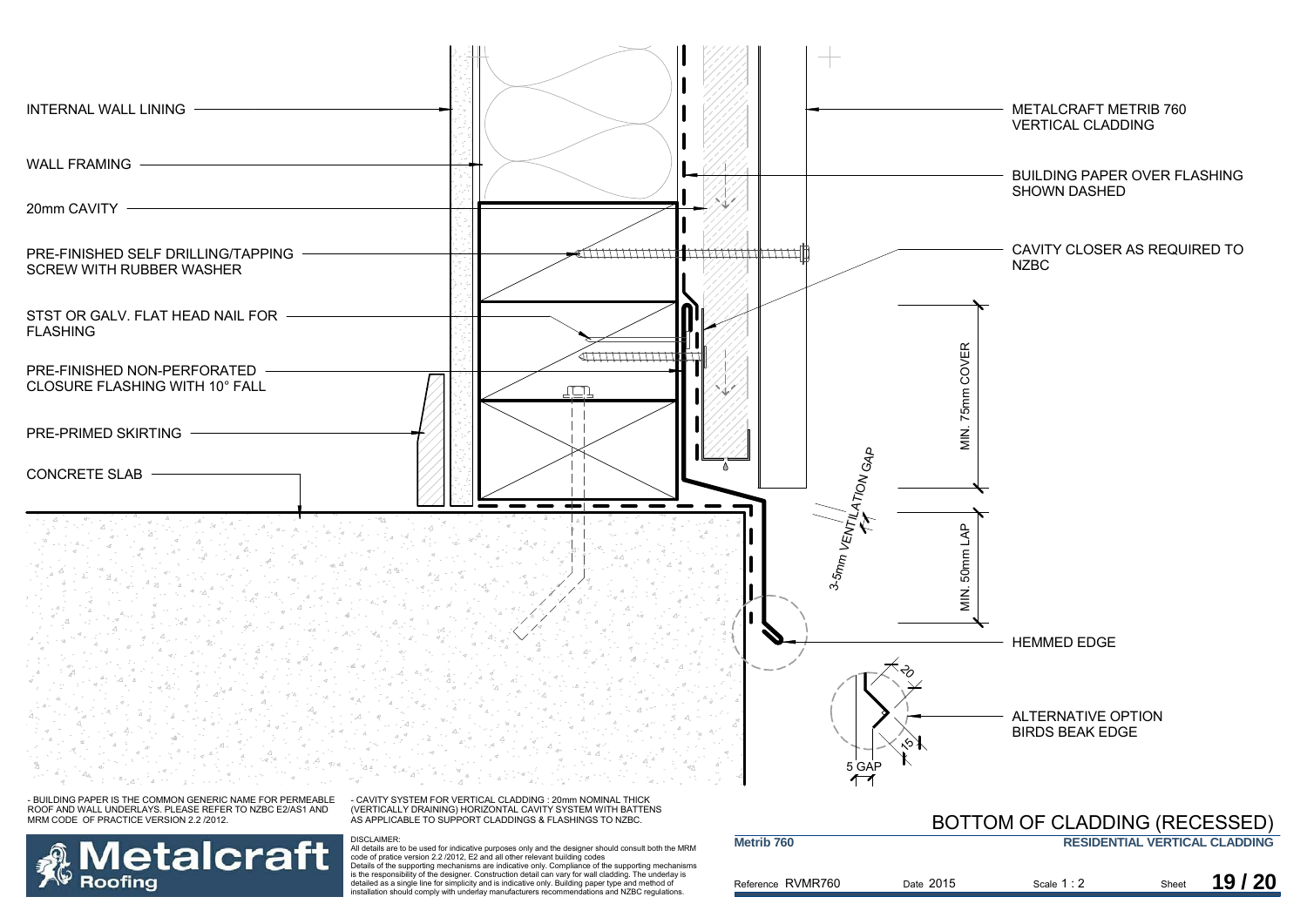INTERNAL WALL LINING

WALL FRAMING

20mm CAVITY

PRE-FINISHED SELF DRILLING/TAPPING SCREW WITH RUBBER WASHER

STST OR GALV. FLAT HEAD NAIL FOR FLASHING

PRE-FINISHED NON-PERFORATED CLOSURE FLASHING WITH 10° FALL

PRE-PRIMED SKIRTING

CONCRETE SLAB

METALCRAFT METRIB 760 VERTICAL CLADDING

BUILDING PAPER OVER FLASHING SHOWN DASHED

CAVITY CLOSER AS REQUIRED TO NZBC

MIN. 75mm COVER

3-5mm VENTILATION GAP

MIN. 50mm LAP

HEMMED EDGE

ALTERNATIVE OPTION BIRDS BEAK EDGE

20

15

5 GAP

- BUILDING PAPER IS THE COMMON GENERIC NAME FOR PERMEABLE ROOF AND WALL UNDERLAYS. PLEASE REFER TO NZBC E2/AS1 AND MRM CODE OF PRACTICE VERSION 2.2 /2012.

- CAVITY SYSTEM FOR VERTICAL CLADDING : 20mm NOMINAL THICK (VERTICALLY DRAINING) HORIZONTAL CAVITY SYSTEM WITH BATTENS AS APPLICABLE TO SUPPORT CLADDINGS & FLASHINGS TO NZBC.

Metalcraft Roofing

DISCLAIMER:
All details are to be used for indicative purposes only and the designer should consult both the MRM code of pratice version 2.2 /2012, E2 and all other relevant building codes
Details of the supporting mechanisms are indicative only. Compliance of the supporting mechanisms is the responsibility of the designer. Construction detail can vary for wall cladding. The underlay is detailed as a single line for simplicity and is indicative only. Building paper type and method of installation should comply with underlay manufacturers recommendations and NZBC regulations.

# BOTTOM OF CLADDING (RECESSED)

**Metrib 760** | **RESIDENTIAL VERTICAL CLADDING**

Reference RVMR760 | Date 2015 | Scale 1 : 2 | Sheet **19 / 20**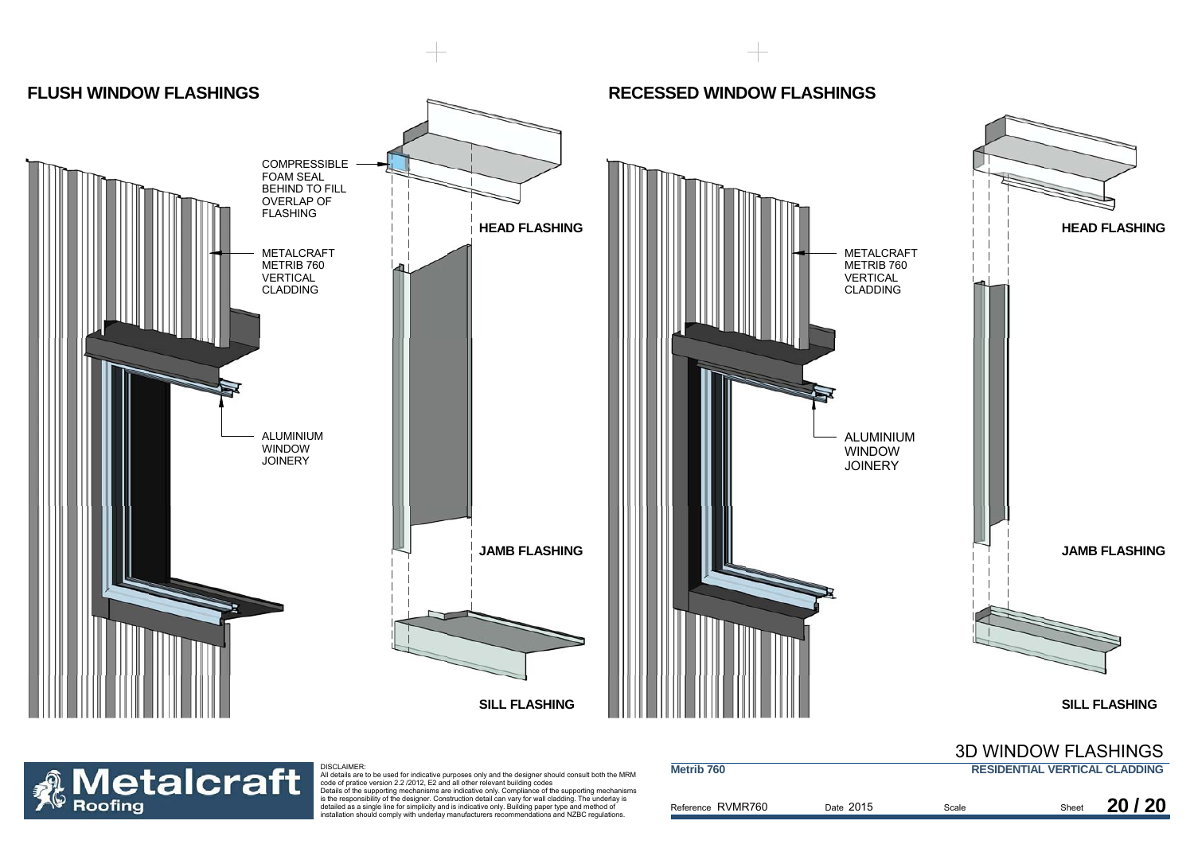## FLUSH WINDOW FLASHINGS

COMPRESSIBLE FOAM SEAL BEHIND TO FILL OVERLAP OF FLASHING

METALCRAFT METRIB 760 VERTICAL CLADDING

ALUMINIUM WINDOW JOINERY

**HEAD FLASHING**

**JAMB FLASHING**

**SILL FLASHING**

## RECESSED WINDOW FLASHINGS

METALCRAFT METRIB 760 VERTICAL CLADDING

ALUMINIUM WINDOW JOINERY

**HEAD FLASHING**

**JAMB FLASHING**

**SILL FLASHING**

DISCLAIMER:
All details are to be used for indicative purposes only and the designer should consult both the MRM code of pratice version 2.2 /2012, E2 and all other relevant building codes
Details of the supporting mechanisms are indicative only. Compliance of the supporting mechanisms is the responsibility of the designer. Construction detail can vary for wall cladding. The underlay is detailed as a single line for simplicity and is indicative only. Building paper type and method of installation should comply with underlay manufacturers recommendations and NZBC regulations.

Metalcraft Roofing

3D WINDOW FLASHINGS

| | |
|---|---|
| Metrib 760 | RESIDENTIAL VERTICAL CLADDING |
| Reference RVMR760 | Date 2015 |
| Scale | Sheet **20 / 20** |